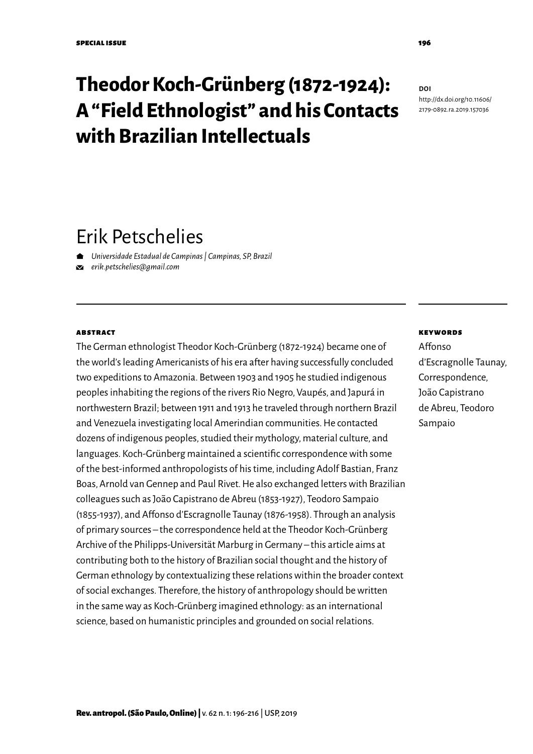SPECIAL ISSUE

# Theodor Koch-Grünberg (1872-1924): A "Field Ethnologist" and his Contacts with Brazilian Intellectuals

**DOI**
http://dx.doi.org/10.11606/2179-0892.ra.2019.157036

## Erik Petschelies

*Universidade Estadual de Campinas | Campinas, SP, Brazil*
*erik.petschelies@gmail.com*

**ABSTRACT**

The German ethnologist Theodor Koch-Grünberg (1872-1924) became one of the world's leading Americanists of his era after having successfully concluded two expeditions to Amazonia. Between 1903 and 1905 he studied indigenous peoples inhabiting the regions of the rivers Rio Negro, Vaupés, and Japurá in northwestern Brazil; between 1911 and 1913 he traveled through northern Brazil and Venezuela investigating local Amerindian communities. He contacted dozens of indigenous peoples, studied their mythology, material culture, and languages. Koch-Grünberg maintained a scientific correspondence with some of the best-informed anthropologists of his time, including Adolf Bastian, Franz Boas, Arnold van Gennep and Paul Rivet. He also exchanged letters with Brazilian colleagues such as João Capistrano de Abreu (1853-1927), Teodoro Sampaio (1855-1937), and Affonso d'Escragnolle Taunay (1876-1958). Through an analysis of primary sources – the correspondence held at the Theodor Koch-Grünberg Archive of the Philipps-Universität Marburg in Germany – this article aims at contributing both to the history of Brazilian social thought and the history of German ethnology by contextualizing these relations within the broader context of social exchanges. Therefore, the history of anthropology should be written in the same way as Koch-Grünberg imagined ethnology: as an international science, based on humanistic principles and grounded on social relations.

**KEYWORDS**

Affonso d'Escragnolle Taunay, Correspondence, João Capistrano de Abreu, Teodoro Sampaio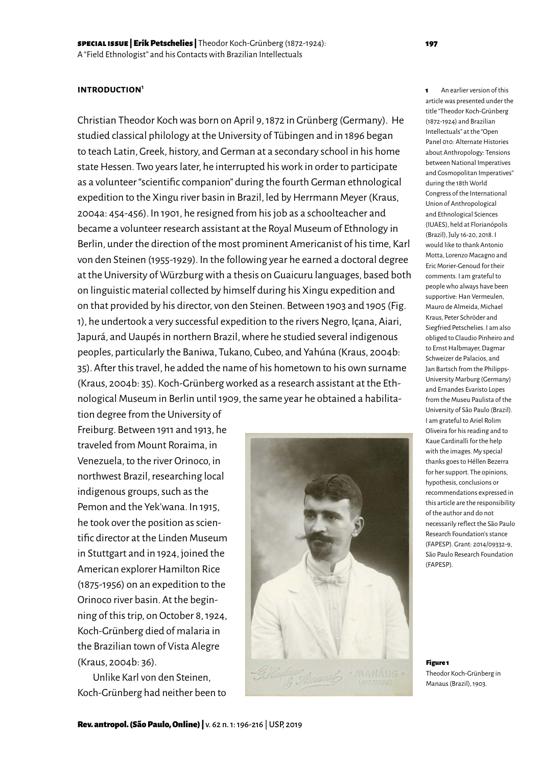## INTRODUCTION[1]

Christian Theodor Koch was born on April 9, 1872 in Grünberg (Germany). He studied classical philology at the University of Tübingen and in 1896 began to teach Latin, Greek, history, and German at a secondary school in his home state Hessen. Two years later, he interrupted his work in order to participate as a volunteer "scientific companion" during the fourth German ethnological expedition to the Xingu river basin in Brazil, led by Herrmann Meyer (Kraus, 2004a: 454-456). In 1901, he resigned from his job as a schoolteacher and became a volunteer research assistant at the Royal Museum of Ethnology in Berlin, under the direction of the most prominent Americanist of his time, Karl von den Steinen (1955-1929). In the following year he earned a doctoral degree at the University of Würzburg with a thesis on Guaicuru languages, based both on linguistic material collected by himself during his Xingu expedition and on that provided by his director, von den Steinen. Between 1903 and 1905 (Fig. 1), he undertook a very successful expedition to the rivers Negro, Içana, Aiari, Japurá, and Uaupés in northern Brazil, where he studied several indigenous peoples, particularly the Baniwa, Tukano, Cubeo, and Yahúna (Kraus, 2004b: 35). After this travel, he added the name of his hometown to his own surname (Kraus, 2004b: 35). Koch-Grünberg worked as a research assistant at the Ethnological Museum in Berlin until 1909, the same year he obtained a habilitation degree from the University of Freiburg. Between 1911 and 1913, he traveled from Mount Roraima, in Venezuela, to the river Orinoco, in northwest Brazil, researching local indigenous groups, such as the Pemon and the Yek'wana. In 1915, he took over the position as scientific director at the Linden Museum in Stuttgart and in 1924, joined the American explorer Hamilton Rice (1875-1956) on an expedition to the Orinoco river basin. At the beginning of this trip, on October 8, 1924, Koch-Grünberg died of malaria in the Brazilian town of Vista Alegre (Kraus, 2004b: 36).

Unlike Karl von den Steinen, Koch-Grünberg had neither been to

**Figure 1**
Theodor Koch-Grünberg in Manaus (Brazil), 1903.

[1] An earlier version of this article was presented under the title "Theodor Koch-Grünberg (1872-1924) and Brazilian Intellectuals" at the "Open Panel 010: Alternate Histories about Anthropology: Tensions between National Imperatives and Cosmopolitan Imperatives" during the 18th World Congress of the International Union of Anthropological and Ethnological Sciences (IUAES), held at Florianópolis (Brazil), July 16-20, 2018. I would like to thank Antonio Motta, Lorenzo Macagno and Eric Morier-Genoud for their comments. I am grateful to people who always have been supportive: Han Vermeulen, Mauro de Almeida, Michael Kraus, Peter Schröder and Siegfried Petschelies. I am also obliged to Claudio Pinheiro and to Ernst Halbmayer, Dagmar Schweizer de Palacios, and Jan Bartsch from the Philipps-University Marburg (Germany) and Ernandes Evaristo Lopes from the Museu Paulista of the University of São Paulo (Brazil). I am grateful to Ariel Rolim Oliveira for his reading and to Kaue Cardinalli for the help with the images. My special thanks goes to Héllen Bezerra for her support. The opinions, hypothesis, conclusions or recommendations expressed in this article are the responsibility of the author and do not necessarily reflect the São Paulo Research Foundation's stance (FAPESP). Grant: 2014/09332-9, São Paulo Research Foundation (FAPESP).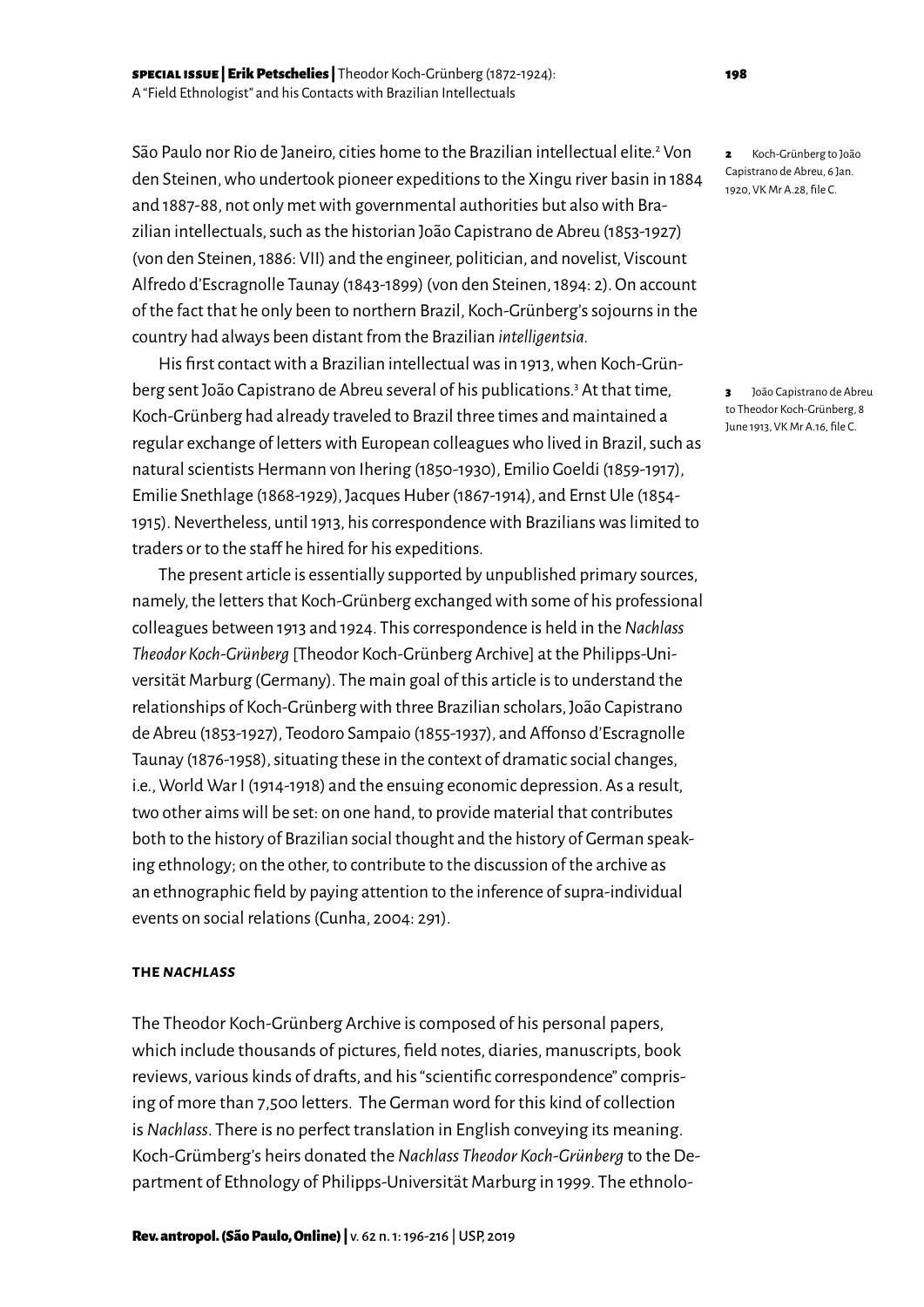São Paulo nor Rio de Janeiro, cities home to the Brazilian intellectual elite.[2] Von den Steinen, who undertook pioneer expeditions to the Xingu river basin in 1884 and 1887-88, not only met with governmental authorities but also with Brazilian intellectuals, such as the historian João Capistrano de Abreu (1853-1927) (von den Steinen, 1886: VII) and the engineer, politician, and novelist, Viscount Alfredo d'Escragnolle Taunay (1843-1899) (von den Steinen, 1894: 2). On account of the fact that he only been to northern Brazil, Koch-Grünberg's sojourns in the country had always been distant from the Brazilian *intelligentsia*.

His first contact with a Brazilian intellectual was in 1913, when Koch-Grünberg sent João Capistrano de Abreu several of his publications.[3] At that time, Koch-Grünberg had already traveled to Brazil three times and maintained a regular exchange of letters with European colleagues who lived in Brazil, such as natural scientists Hermann von Ihering (1850-1930), Emilio Goeldi (1859-1917), Emilie Snethlage (1868-1929), Jacques Huber (1867-1914), and Ernst Ule (1854-1915). Nevertheless, until 1913, his correspondence with Brazilians was limited to traders or to the staff he hired for his expeditions.

The present article is essentially supported by unpublished primary sources, namely, the letters that Koch-Grünberg exchanged with some of his professional colleagues between 1913 and 1924. This correspondence is held in the *Nachlass Theodor Koch-Grünberg* [Theodor Koch-Grünberg Archive] at the Philipps-Universität Marburg (Germany). The main goal of this article is to understand the relationships of Koch-Grünberg with three Brazilian scholars, João Capistrano de Abreu (1853-1927), Teodoro Sampaio (1855-1937), and Affonso d'Escragnolle Taunay (1876-1958), situating these in the context of dramatic social changes, i.e., World War I (1914-1918) and the ensuing economic depression. As a result, two other aims will be set: on one hand, to provide material that contributes both to the history of Brazilian social thought and the history of German speaking ethnology; on the other, to contribute to the discussion of the archive as an ethnographic field by paying attention to the inference of supra-individual events on social relations (Cunha, 2004: 291).

### THE *NACHLASS*

The Theodor Koch-Grünberg Archive is composed of his personal papers, which include thousands of pictures, field notes, diaries, manuscripts, book reviews, various kinds of drafts, and his "scientific correspondence" comprising of more than 7,500 letters. The German word for this kind of collection is *Nachlass*. There is no perfect translation in English conveying its meaning. Koch-Grümberg's heirs donated the *Nachlass Theodor Koch-Grünberg* to the Department of Ethnology of Philipps-Universität Marburg in 1999. The ethnolo-

---

[2] Koch-Grünberg to João Capistrano de Abreu, 6 Jan. 1920, VK Mr A.28, file C.

[3] João Capistrano de Abreu to Theodor Koch-Grünberg, 8 June 1913, VK Mr A.16, file C.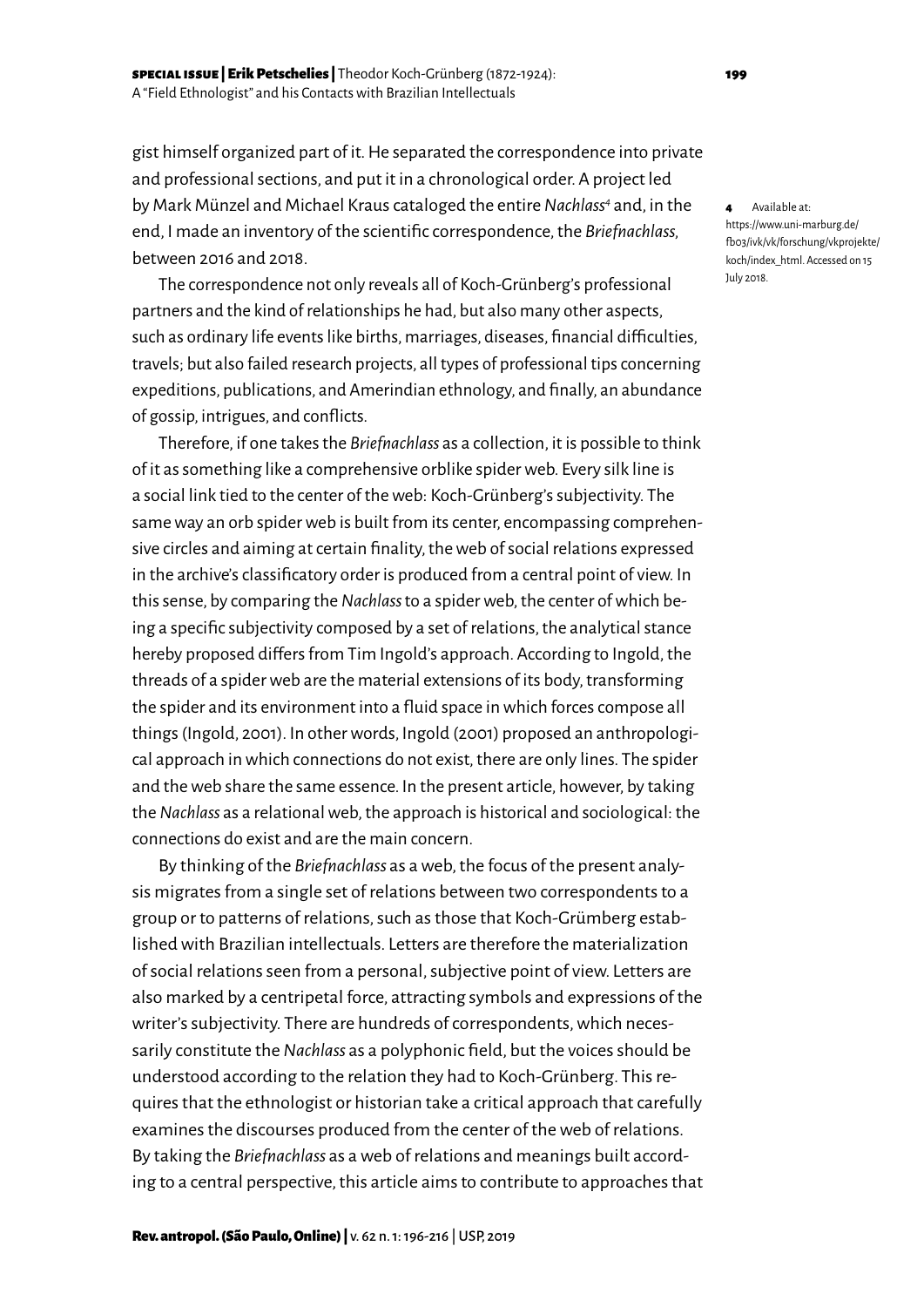gist himself organized part of it. He separated the correspondence into private and professional sections, and put it in a chronological order. A project led by Mark Münzel and Michael Kraus cataloged the entire *Nachlass*[4] and, in the end, I made an inventory of the scientific correspondence, the *Briefnachlass*, between 2016 and 2018.

The correspondence not only reveals all of Koch-Grünberg's professional partners and the kind of relationships he had, but also many other aspects, such as ordinary life events like births, marriages, diseases, financial difficulties, travels; but also failed research projects, all types of professional tips concerning expeditions, publications, and Amerindian ethnology, and finally, an abundance of gossip, intrigues, and conflicts.

Therefore, if one takes the *Briefnachlass* as a collection, it is possible to think of it as something like a comprehensive orblike spider web. Every silk line is a social link tied to the center of the web: Koch-Grünberg's subjectivity. The same way an orb spider web is built from its center, encompassing comprehensive circles and aiming at certain finality, the web of social relations expressed in the archive's classificatory order is produced from a central point of view. In this sense, by comparing the *Nachlass* to a spider web, the center of which being a specific subjectivity composed by a set of relations, the analytical stance hereby proposed differs from Tim Ingold's approach. According to Ingold, the threads of a spider web are the material extensions of its body, transforming the spider and its environment into a fluid space in which forces compose all things (Ingold, 2001). In other words, Ingold (2001) proposed an anthropological approach in which connections do not exist, there are only lines. The spider and the web share the same essence. In the present article, however, by taking the *Nachlass* as a relational web, the approach is historical and sociological: the connections do exist and are the main concern.

By thinking of the *Briefnachlass* as a web, the focus of the present analysis migrates from a single set of relations between two correspondents to a group or to patterns of relations, such as those that Koch-Grümberg established with Brazilian intellectuals. Letters are therefore the materialization of social relations seen from a personal, subjective point of view. Letters are also marked by a centripetal force, attracting symbols and expressions of the writer's subjectivity. There are hundreds of correspondents, which necessarily constitute the *Nachlass* as a polyphonic field, but the voices should be understood according to the relation they had to Koch-Grünberg. This requires that the ethnologist or historian take a critical approach that carefully examines the discourses produced from the center of the web of relations. By taking the *Briefnachlass* as a web of relations and meanings built according to a central perspective, this article aims to contribute to approaches that

**4** Available at: https://www.uni-marburg.de/fb03/ivk/vk/forschung/vkprojekte/koch/index_html. Accessed on 15 July 2018.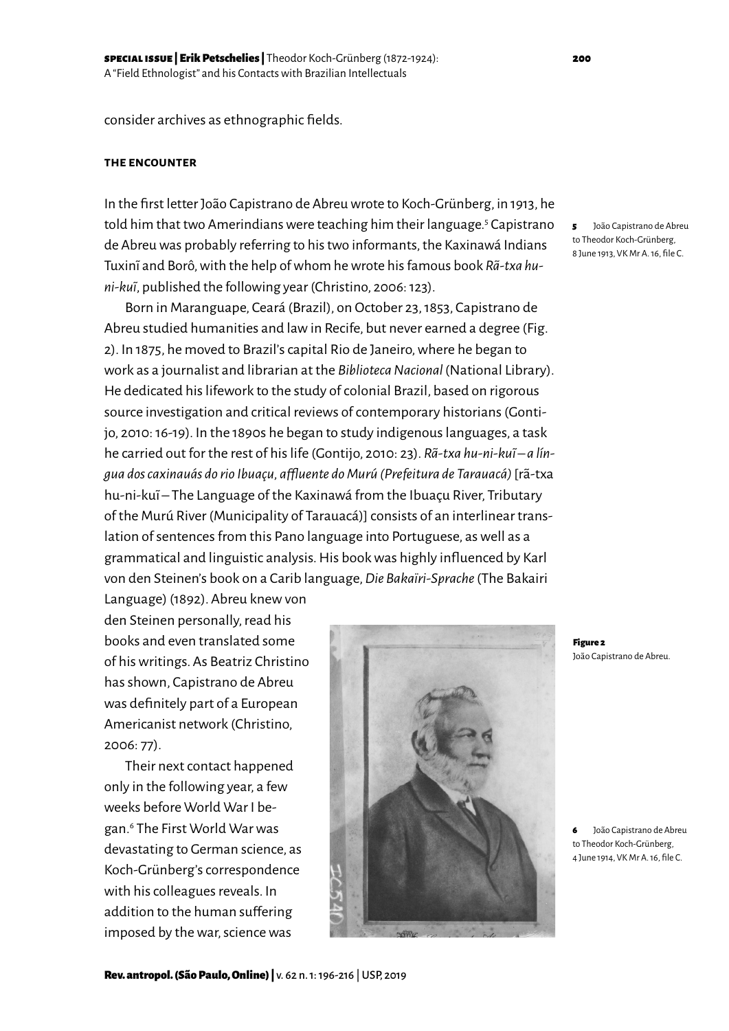consider archives as ethnographic fields.

### THE ENCOUNTER

In the first letter João Capistrano de Abreu wrote to Koch-Grünberg, in 1913, he told him that two Amerindians were teaching him their language.[5] Capistrano de Abreu was probably referring to his two informants, the Kaxinawá Indians Tuxinĩ and Borô, with the help of whom he wrote his famous book *Rã-txa hu-ni-kuĩ*, published the following year (Christino, 2006: 123).

Born in Maranguape, Ceará (Brazil), on October 23, 1853, Capistrano de Abreu studied humanities and law in Recife, but never earned a degree (Fig. 2). In 1875, he moved to Brazil's capital Rio de Janeiro, where he began to work as a journalist and librarian at the *Biblioteca Nacional* (National Library). He dedicated his lifework to the study of colonial Brazil, based on rigorous source investigation and critical reviews of contemporary historians (Gontijo, 2010: 16-19). In the 1890s he began to study indigenous languages, a task he carried out for the rest of his life (Gontijo, 2010: 23). *Rã-txa hu-ni-kuĩ – a língua dos caxinauás do rio Ibuaçu, affluente do Murú (Prefeitura de Tarauacá)* [rã-txa hu-ni-kuĩ – The Language of the Kaxinawá from the Ibuaçu River, Tributary of the Murú River (Municipality of Tarauacá)] consists of an interlinear translation of sentences from this Pano language into Portuguese, as well as a grammatical and linguistic analysis. His book was highly influenced by Karl von den Steinen's book on a Carib language, *Die Bakaïri-Sprache* (The Bakairi Language) (1892). Abreu knew von den Steinen personally, read his books and even translated some of his writings. As Beatriz Christino has shown, Capistrano de Abreu was definitely part of a European Americanist network (Christino, 2006: 77).

Figure 2
João Capistrano de Abreu.

Their next contact happened only in the following year, a few weeks before World War I began.[6] The First World War was devastating to German science, as Koch-Grünberg's correspondence with his colleagues reveals. In addition to the human suffering imposed by the war, science was

[5] João Capistrano de Abreu to Theodor Koch-Grünberg, 8 June 1913, VK Mr A. 16, file C.

[6] João Capistrano de Abreu to Theodor Koch-Grünberg, 4 June 1914, VK Mr A. 16, file C.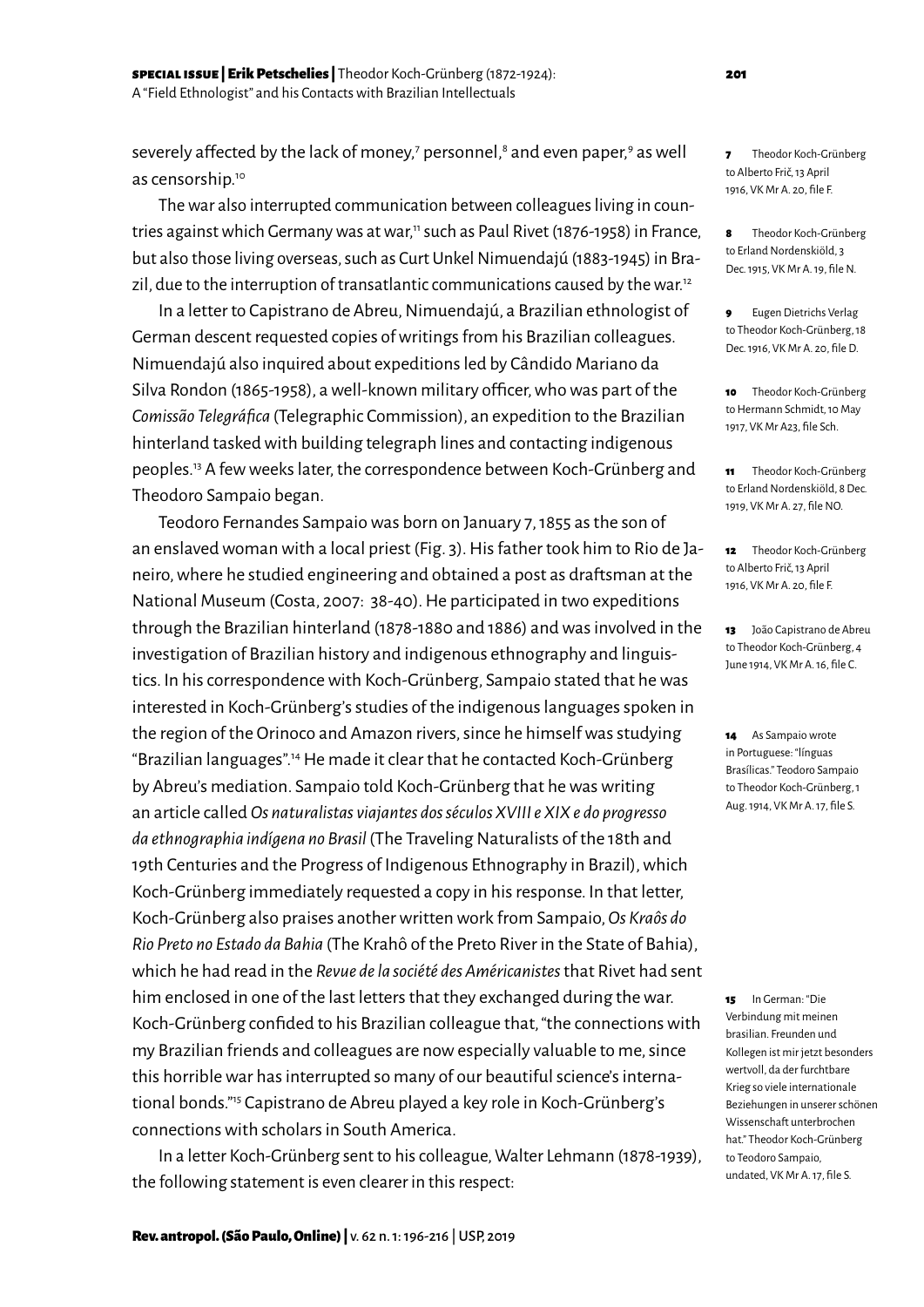severely affected by the lack of money,[7] personnel,[8] and even paper,[9] as well as censorship.[10]

The war also interrupted communication between colleagues living in countries against which Germany was at war,[11] such as Paul Rivet (1876-1958) in France, but also those living overseas, such as Curt Unkel Nimuendajú (1883-1945) in Brazil, due to the interruption of transatlantic communications caused by the war.[12]

In a letter to Capistrano de Abreu, Nimuendajú, a Brazilian ethnologist of German descent requested copies of writings from his Brazilian colleagues. Nimuendajú also inquired about expeditions led by Cândido Mariano da Silva Rondon (1865-1958), a well-known military officer, who was part of the *Comissão Telegráfica* (Telegraphic Commission), an expedition to the Brazilian hinterland tasked with building telegraph lines and contacting indigenous peoples.[13] A few weeks later, the correspondence between Koch-Grünberg and Theodoro Sampaio began.

Teodoro Fernandes Sampaio was born on January 7, 1855 as the son of an enslaved woman with a local priest (Fig. 3). His father took him to Rio de Janeiro, where he studied engineering and obtained a post as draftsman at the National Museum (Costa, 2007: 38-40). He participated in two expeditions through the Brazilian hinterland (1878-1880 and 1886) and was involved in the investigation of Brazilian history and indigenous ethnography and linguistics. In his correspondence with Koch-Grünberg, Sampaio stated that he was interested in Koch-Grünberg's studies of the indigenous languages spoken in the region of the Orinoco and Amazon rivers, since he himself was studying "Brazilian languages".[14] He made it clear that he contacted Koch-Grünberg by Abreu's mediation. Sampaio told Koch-Grünberg that he was writing an article called *Os naturalistas viajantes dos séculos XVIII e XIX e do progresso da ethnographia indígena no Brasil* (The Traveling Naturalists of the 18th and 19th Centuries and the Progress of Indigenous Ethnography in Brazil), which Koch-Grünberg immediately requested a copy in his response. In that letter, Koch-Grünberg also praises another written work from Sampaio, *Os Kraôs do Rio Preto no Estado da Bahia* (The Krahô of the Preto River in the State of Bahia), which he had read in the *Revue de la société des Américanistes* that Rivet had sent him enclosed in one of the last letters that they exchanged during the war. Koch-Grünberg confided to his Brazilian colleague that, "the connections with my Brazilian friends and colleagues are now especially valuable to me, since this horrible war has interrupted so many of our beautiful science's international bonds."[15] Capistrano de Abreu played a key role in Koch-Grünberg's connections with scholars in South America.

In a letter Koch-Grünberg sent to his colleague, Walter Lehmann (1878-1939), the following statement is even clearer in this respect:

---

[7] Theodor Koch-Grünberg to Alberto Frič, 13 April 1916, VK Mr A. 20, file F.

[8] Theodor Koch-Grünberg to Erland Nordenskiöld, 3 Dec. 1915, VK Mr A. 19, file N.

[9] Eugen Dietrichs Verlag to Theodor Koch-Grünberg, 18 Dec. 1916, VK Mr A. 20, file D.

[10] Theodor Koch-Grünberg to Hermann Schmidt, 10 May 1917, VK Mr A23, file Sch.

[11] Theodor Koch-Grünberg to Erland Nordenskiöld, 8 Dec. 1919, VK Mr A. 27, file NO.

[12] Theodor Koch-Grünberg to Alberto Frič, 13 April 1916, VK Mr A. 20, file F.

[13] João Capistrano de Abreu to Theodor Koch-Grünberg, 4 June 1914, VK Mr A. 16, file C.

[14] As Sampaio wrote in Portuguese: "línguas Brasílicas." Teodoro Sampaio to Theodor Koch-Grünberg, 1 Aug. 1914, VK Mr A. 17, file S.

[15] In German: "Die Verbindung mit meinen brasilian. Freunden und Kollegen ist mir jetzt besonders wertvoll, da der furchtbare Krieg so viele internationale Beziehungen in unserer schönen Wissenschaft unterbrochen hat." Theodor Koch-Grünberg to Teodoro Sampaio, undated, VK Mr A. 17, file S.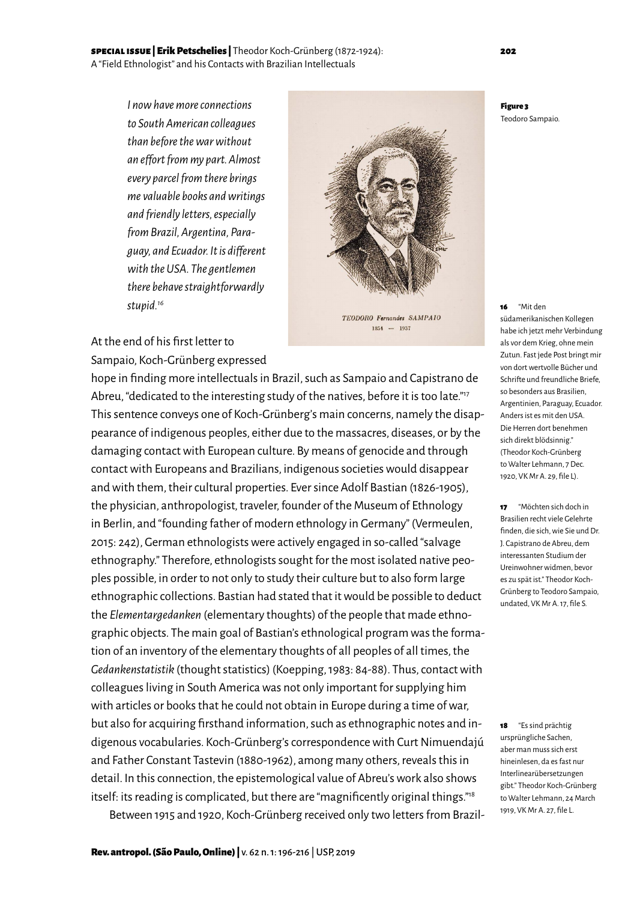*I now have more connections to South American colleagues than before the war without an effort from my part. Almost every parcel from there brings me valuable books and writings and friendly letters, especially from Brazil, Argentina, Paraguay, and Ecuador. It is different with the USA. The gentlemen there behave straightforwardly stupid.*[16]

TEODORO Fernandes SAMPAIO
1854 — 1937

**Figure 3**
Teodoro Sampaio.

At the end of his first letter to Sampaio, Koch-Grünberg expressed hope in finding more intellectuals in Brazil, such as Sampaio and Capistrano de Abreu, "dedicated to the interesting study of the natives, before it is too late."[17] This sentence conveys one of Koch-Grünberg's main concerns, namely the disappearance of indigenous peoples, either due to the massacres, diseases, or by the damaging contact with European culture. By means of genocide and through contact with Europeans and Brazilians, indigenous societies would disappear and with them, their cultural properties. Ever since Adolf Bastian (1826-1905), the physician, anthropologist, traveler, founder of the Museum of Ethnology in Berlin, and "founding father of modern ethnology in Germany" (Vermeulen, 2015: 242), German ethnologists were actively engaged in so-called "salvage ethnography." Therefore, ethnologists sought for the most isolated native peoples possible, in order to not only to study their culture but to also form large ethnographic collections. Bastian had stated that it would be possible to deduct the *Elementargedanken* (elementary thoughts) of the people that made ethnographic objects. The main goal of Bastian's ethnological program was the formation of an inventory of the elementary thoughts of all peoples of all times, the *Gedankenstatistik* (thought statistics) (Koepping, 1983: 84-88). Thus, contact with colleagues living in South America was not only important for supplying him with articles or books that he could not obtain in Europe during a time of war, but also for acquiring firsthand information, such as ethnographic notes and indigenous vocabularies. Koch-Grünberg's correspondence with Curt Nimuendajú and Father Constant Tastevin (1880-1962), among many others, reveals this in detail. In this connection, the epistemological value of Abreu's work also shows itself: its reading is complicated, but there are "magnificently original things."[18]

Between 1915 and 1920, Koch-Grünberg received only two letters from Brazil-

---

16 "Mit den südamerikanischen Kollegen habe ich jetzt mehr Verbindung als vor dem Krieg, ohne mein Zutun. Fast jede Post bringt mir von dort wertvolle Bücher und Schrifte und freundliche Briefe, so besonders aus Brasilien, Argentinien, Paraguay, Ecuador. Anders ist es mit den USA. Die Herren dort benehmen sich direkt blödsinnig." (Theodor Koch-Grünberg to Walter Lehmann, 7 Dec. 1920, VK Mr A. 29, file L).

17 "Möchten sich doch in Brasilien recht viele Gelehrte finden, die sich, wie Sie und Dr. J. Capistrano de Abreu, dem interessanten Studium der Ureinwohner widmen, bevor es zu spät ist." Theodor Koch-Grünberg to Teodoro Sampaio, undated, VK Mr A. 17, file S.

18 "Es sind prächtig ursprüngliche Sachen, aber man muss sich erst hineinlesen, da es fast nur Interlinearübersetzungen gibt." Theodor Koch-Grünberg to Walter Lehmann, 24 March 1919, VK Mr A. 27, file L.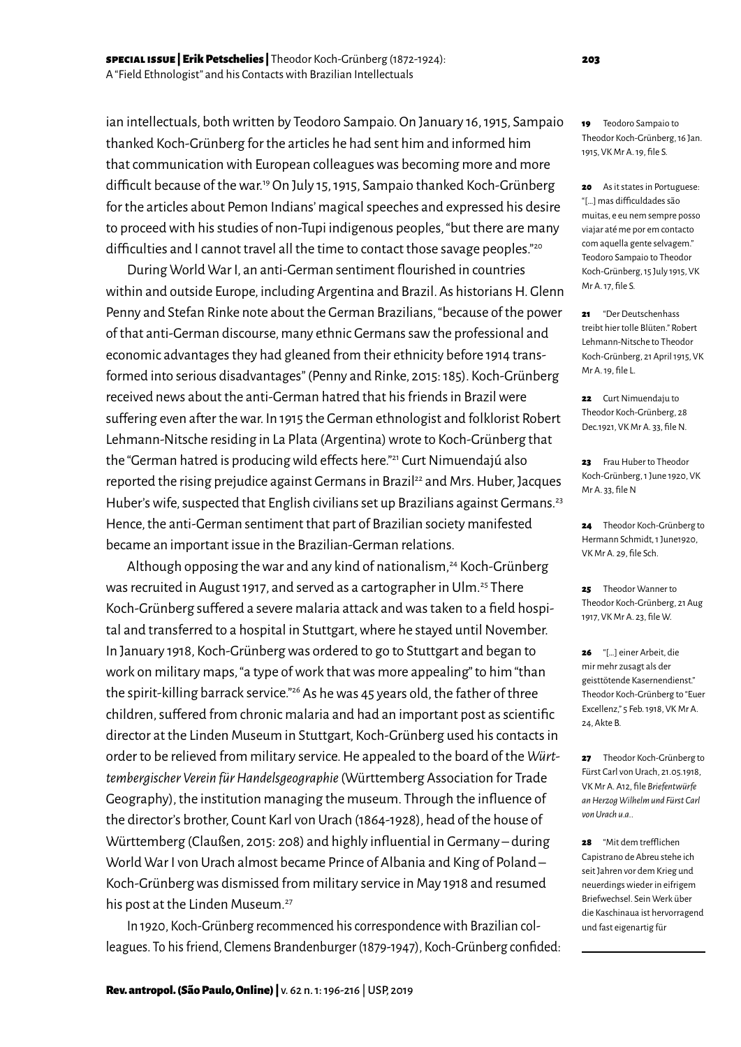ian intellectuals, both written by Teodoro Sampaio. On January 16, 1915, Sampaio thanked Koch-Grünberg for the articles he had sent him and informed him that communication with European colleagues was becoming more and more difficult because of the war.[19] On July 15, 1915, Sampaio thanked Koch-Grünberg for the articles about Pemon Indians' magical speeches and expressed his desire to proceed with his studies of non-Tupi indigenous peoples, "but there are many difficulties and I cannot travel all the time to contact those savage peoples."[20]

During World War I, an anti-German sentiment flourished in countries within and outside Europe, including Argentina and Brazil. As historians H. Glenn Penny and Stefan Rinke note about the German Brazilians, "because of the power of that anti-German discourse, many ethnic Germans saw the professional and economic advantages they had gleaned from their ethnicity before 1914 transformed into serious disadvantages" (Penny and Rinke, 2015: 185). Koch-Grünberg received news about the anti-German hatred that his friends in Brazil were suffering even after the war. In 1915 the German ethnologist and folklorist Robert Lehmann-Nitsche residing in La Plata (Argentina) wrote to Koch-Grünberg that the "German hatred is producing wild effects here."[21] Curt Nimuendajú also reported the rising prejudice against Germans in Brazil[22] and Mrs. Huber, Jacques Huber's wife, suspected that English civilians set up Brazilians against Germans.[23] Hence, the anti-German sentiment that part of Brazilian society manifested became an important issue in the Brazilian-German relations.

Although opposing the war and any kind of nationalism,[24] Koch-Grünberg was recruited in August 1917, and served as a cartographer in Ulm.[25] There Koch-Grünberg suffered a severe malaria attack and was taken to a field hospital and transferred to a hospital in Stuttgart, where he stayed until November. In January 1918, Koch-Grünberg was ordered to go to Stuttgart and began to work on military maps, "a type of work that was more appealing" to him "than the spirit-killing barrack service."[26] As he was 45 years old, the father of three children, suffered from chronic malaria and had an important post as scientific director at the Linden Museum in Stuttgart, Koch-Grünberg used his contacts in order to be relieved from military service. He appealed to the board of the *Württembergischer Verein für Handelsgeographie* (Württemberg Association for Trade Geography), the institution managing the museum. Through the influence of the director's brother, Count Karl von Urach (1864-1928), head of the house of Württemberg (Claußen, 2015: 208) and highly influential in Germany – during World War I von Urach almost became Prince of Albania and King of Poland – Koch-Grünberg was dismissed from military service in May 1918 and resumed his post at the Linden Museum.[27]

In 1920, Koch-Grünberg recommenced his correspondence with Brazilian colleagues. To his friend, Clemens Brandenburger (1879-1947), Koch-Grünberg confided:

---

19 Teodoro Sampaio to Theodor Koch-Grünberg, 16 Jan. 1915, VK Mr A. 19, file S.

20 As it states in Portuguese: "[...] mas difficuldades são muitas, e eu nem sempre posso viajar até me por em contacto com aquella gente selvagem." Teodoro Sampaio to Theodor Koch-Grünberg, 15 July 1915, VK Mr A. 17, file S.

21 "Der Deutschenhass treibt hier tolle Blüten." Robert Lehmann-Nitsche to Theodor Koch-Grünberg, 21 April 1915, VK Mr A. 19, file L.

22 Curt Nimuendaju to Theodor Koch-Grünberg, 28 Dec.1921, VK Mr A. 33, file N.

23 Frau Huber to Theodor Koch-Grünberg, 1 June 1920, VK Mr A. 33, file N

24 Theodor Koch-Grünberg to Hermann Schmidt, 1 June1920, VK Mr A. 29, file Sch.

25 Theodor Wanner to Theodor Koch-Grünberg, 21 Aug 1917, VK Mr A. 23, file W.

26 "[...] einer Arbeit, die mir mehr zusagt als der geisttötende Kasernendienst." Theodor Koch-Grünberg to "Euer Excellenz," 5 Feb. 1918, VK Mr A. 24, Akte B.

27 Theodor Koch-Grünberg to Fürst Carl von Urach, 21.05.1918, VK Mr A. A12, file *Briefentwürfe an Herzog Wilhelm und Fürst Carl von Urach u.a.*.

28 "Mit dem trefflichen Capistrano de Abreu stehe ich seit Jahren vor dem Krieg und neuerdings wieder in eifrigem Briefwechsel. Sein Werk über die Kaschinaua ist hervorragend und fast eigenartig für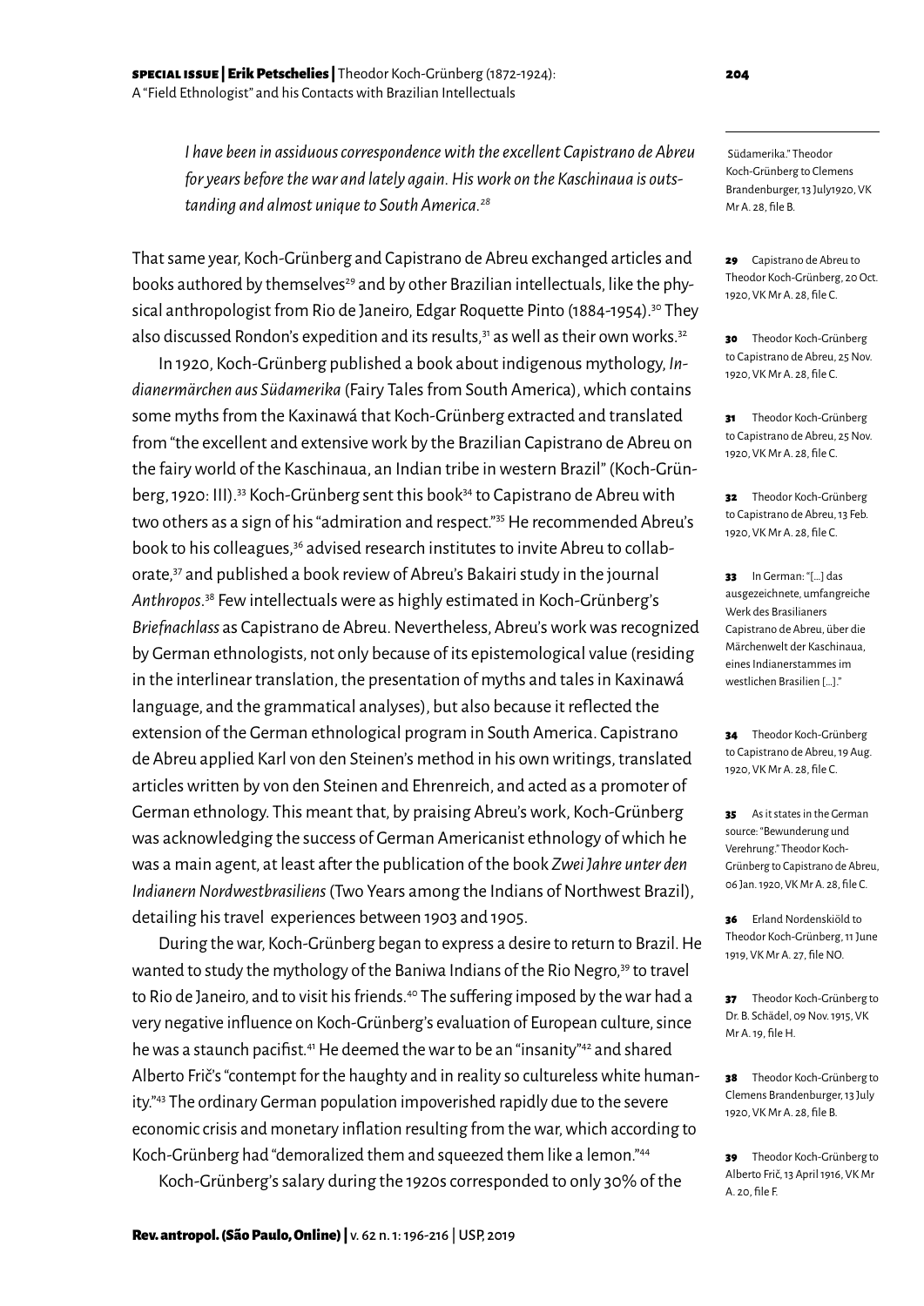*I have been in assiduous correspondence with the excellent Capistrano de Abreu for years before the war and lately again. His work on the Kaschinaua is outstanding and almost unique to South America.*[28]

That same year, Koch-Grünberg and Capistrano de Abreu exchanged articles and books authored by themselves[29] and by other Brazilian intellectuals, like the physical anthropologist from Rio de Janeiro, Edgar Roquette Pinto (1884-1954).[30] They also discussed Rondon's expedition and its results,[31] as well as their own works.[32]

In 1920, Koch-Grünberg published a book about indigenous mythology, *Indianermärchen aus Südamerika* (Fairy Tales from South America), which contains some myths from the Kaxinawá that Koch-Grünberg extracted and translated from "the excellent and extensive work by the Brazilian Capistrano de Abreu on the fairy world of the Kaschinaua, an Indian tribe in western Brazil" (Koch-Grünberg, 1920: III).[33] Koch-Grünberg sent this book[34] to Capistrano de Abreu with two others as a sign of his "admiration and respect."[35] He recommended Abreu's book to his colleagues,[36] advised research institutes to invite Abreu to collaborate,[37] and published a book review of Abreu's Bakairi study in the journal *Anthropos*.[38] Few intellectuals were as highly estimated in Koch-Grünberg's *Briefnachlass* as Capistrano de Abreu. Nevertheless, Abreu's work was recognized by German ethnologists, not only because of its epistemological value (residing in the interlinear translation, the presentation of myths and tales in Kaxinawá language, and the grammatical analyses), but also because it reflected the extension of the German ethnological program in South America. Capistrano de Abreu applied Karl von den Steinen's method in his own writings, translated articles written by von den Steinen and Ehrenreich, and acted as a promoter of German ethnology. This meant that, by praising Abreu's work, Koch-Grünberg was acknowledging the success of German Americanist ethnology of which he was a main agent, at least after the publication of the book *Zwei Jahre unter den Indianern Nordwestbrasiliens* (Two Years among the Indians of Northwest Brazil), detailing his travel experiences between 1903 and 1905.

During the war, Koch-Grünberg began to express a desire to return to Brazil. He wanted to study the mythology of the Baniwa Indians of the Rio Negro,[39] to travel to Rio de Janeiro, and to visit his friends.[40] The suffering imposed by the war had a very negative influence on Koch-Grünberg's evaluation of European culture, since he was a staunch pacifist.[41] He deemed the war to be an "insanity"[42] and shared Alberto Frič's "contempt for the haughty and in reality so cultureless white humanity."[43] The ordinary German population impoverished rapidly due to the severe economic crisis and monetary inflation resulting from the war, which according to Koch-Grünberg had "demoralized them and squeezed them like a lemon."[44]

Koch-Grünberg's salary during the 1920s corresponded to only 30% of the

---

Südamerika." Theodor Koch-Grünberg to Clemens Brandenburger, 13 July1920, VK Mr A. 28, file B.

**29** Capistrano de Abreu to Theodor Koch-Grünberg, 20 Oct. 1920, VK Mr A. 28, file C.

**30** Theodor Koch-Grünberg to Capistrano de Abreu, 25 Nov. 1920, VK Mr A. 28, file C.

**31** Theodor Koch-Grünberg to Capistrano de Abreu, 25 Nov. 1920, VK Mr A. 28, file C.

**32** Theodor Koch-Grünberg to Capistrano de Abreu, 13 Feb. 1920, VK Mr A. 28, file C.

**33** In German: "[...] das ausgezeichnete, umfangreiche Werk des Brasilianers Capistrano de Abreu, über die Märchenwelt der Kaschinaua, eines Indianerstammes im westlichen Brasilien [...]."

**34** Theodor Koch-Grünberg to Capistrano de Abreu, 19 Aug. 1920, VK Mr A. 28, file C.

**35** As it states in the German source: "Bewunderung und Verehrung." Theodor Koch-Grünberg to Capistrano de Abreu, 06 Jan. 1920, VK Mr A. 28, file C.

**36** Erland Nordenskiöld to Theodor Koch-Grünberg, 11 June 1919, VK Mr A. 27, file NO.

**37** Theodor Koch-Grünberg to Dr. B. Schädel, 09 Nov. 1915, VK Mr A. 19, file H.

**38** Theodor Koch-Grünberg to Clemens Brandenburger, 13 July 1920, VK Mr A. 28, file B.

**39** Theodor Koch-Grünberg to Alberto Frič, 13 April 1916, VK Mr A. 20, file F.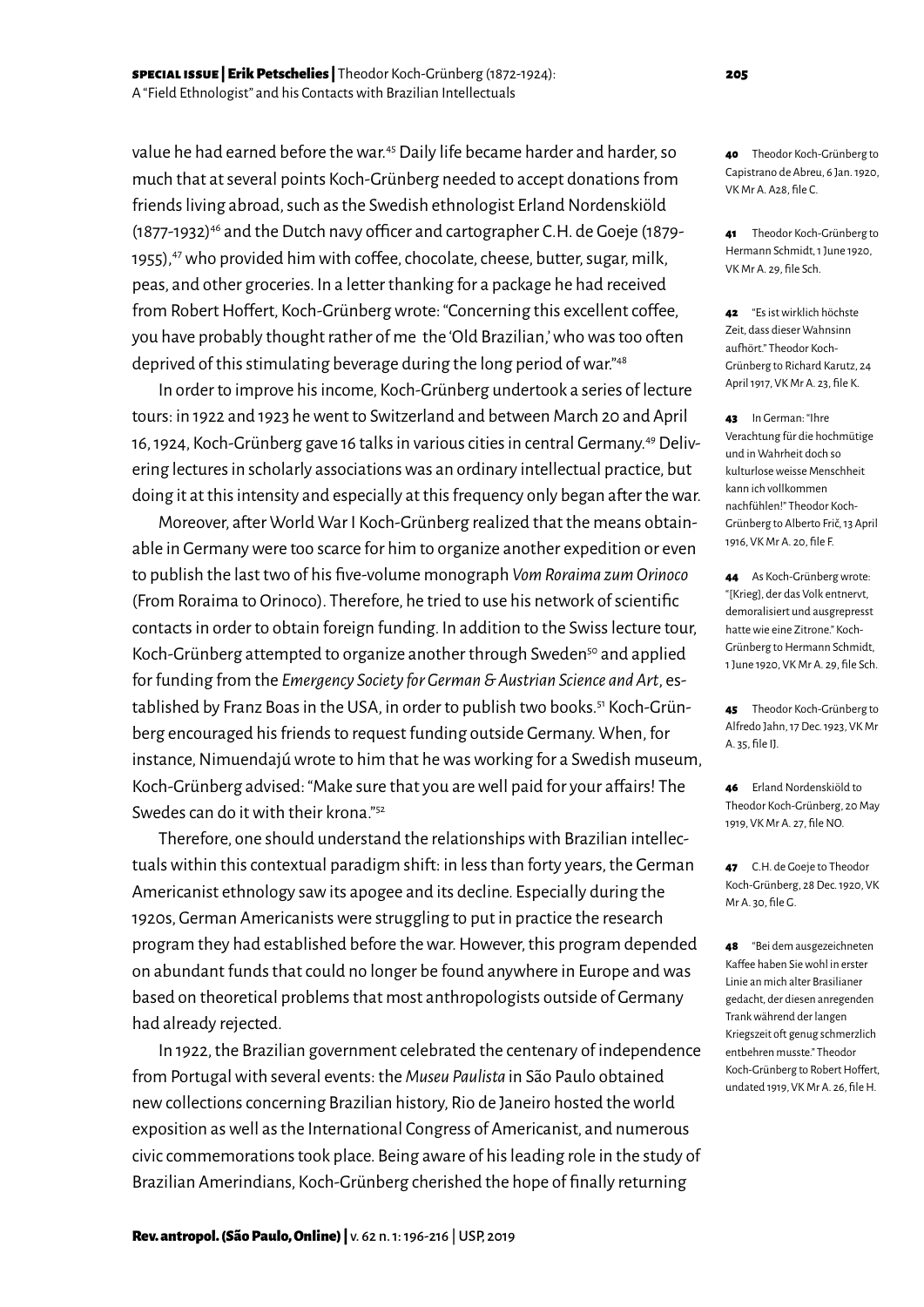value he had earned before the war.[45] Daily life became harder and harder, so much that at several points Koch-Grünberg needed to accept donations from friends living abroad, such as the Swedish ethnologist Erland Nordenskiöld (1877-1932)[46] and the Dutch navy officer and cartographer C.H. de Goeje (1879-1955),[47] who provided him with coffee, chocolate, cheese, butter, sugar, milk, peas, and other groceries. In a letter thanking for a package he had received from Robert Hoffert, Koch-Grünberg wrote: "Concerning this excellent coffee, you have probably thought rather of me the 'Old Brazilian,' who was too often deprived of this stimulating beverage during the long period of war."[48]

In order to improve his income, Koch-Grünberg undertook a series of lecture tours: in 1922 and 1923 he went to Switzerland and between March 20 and April 16, 1924, Koch-Grünberg gave 16 talks in various cities in central Germany.[49] Delivering lectures in scholarly associations was an ordinary intellectual practice, but doing it at this intensity and especially at this frequency only began after the war.

Moreover, after World War I Koch-Grünberg realized that the means obtainable in Germany were too scarce for him to organize another expedition or even to publish the last two of his five-volume monograph *Vom Roraima zum Orinoco* (From Roraima to Orinoco). Therefore, he tried to use his network of scientific contacts in order to obtain foreign funding. In addition to the Swiss lecture tour, Koch-Grünberg attempted to organize another through Sweden[50] and applied for funding from the *Emergency Society for German & Austrian Science and Art*, established by Franz Boas in the USA, in order to publish two books.[51] Koch-Grünberg encouraged his friends to request funding outside Germany. When, for instance, Nimuendajú wrote to him that he was working for a Swedish museum, Koch-Grünberg advised: "Make sure that you are well paid for your affairs! The Swedes can do it with their krona."[52]

Therefore, one should understand the relationships with Brazilian intellectuals within this contextual paradigm shift: in less than forty years, the German Americanist ethnology saw its apogee and its decline. Especially during the 1920s, German Americanists were struggling to put in practice the research program they had established before the war. However, this program depended on abundant funds that could no longer be found anywhere in Europe and was based on theoretical problems that most anthropologists outside of Germany had already rejected.

In 1922, the Brazilian government celebrated the centenary of independence from Portugal with several events: the *Museu Paulista* in São Paulo obtained new collections concerning Brazilian history, Rio de Janeiro hosted the world exposition as well as the International Congress of Americanist, and numerous civic commemorations took place. Being aware of his leading role in the study of Brazilian Amerindians, Koch-Grünberg cherished the hope of finally returning

---

**40** Theodor Koch-Grünberg to Capistrano de Abreu, 6 Jan. 1920, VK Mr A. A28, file C.

**41** Theodor Koch-Grünberg to Hermann Schmidt, 1 June 1920, VK Mr A. 29, file Sch.

**42** "Es ist wirklich höchste Zeit, dass dieser Wahnsinn aufhört." Theodor Koch-Grünberg to Richard Karutz, 24 April 1917, VK Mr A. 23, file K.

**43** In German: "Ihre Verachtung für die hochmütige und in Wahrheit doch so kulturlose weisse Menschheit kann ich vollkommen nachfühlen!" Theodor Koch-Grünberg to Alberto Frič, 13 April 1916, VK Mr A. 20, file F.

**44** As Koch-Grünberg wrote: "[Krieg], der das Volk entnervt, demoralisiert und ausgepresst hatte wie eine Zitrone." Koch-Grünberg to Hermann Schmidt, 1 June 1920, VK Mr A. 29, file Sch.

**45** Theodor Koch-Grünberg to Alfredo Jahn, 17 Dec. 1923, VK Mr A. 35, file IJ.

**46** Erland Nordenskiöld to Theodor Koch-Grünberg, 20 May 1919, VK Mr A. 27, file NO.

**47** C.H. de Goeje to Theodor Koch-Grünberg, 28 Dec. 1920, VK Mr A. 30, file G.

**48** "Bei dem ausgezeichneten Kaffee haben Sie wohl in erster Linie an mich alter Brasilianer gedacht, der diesen anregenden Trank während der langen Kriegszeit oft genug schmerzlich entbehren musste." Theodor Koch-Grünberg to Robert Hoffert, undated 1919, VK Mr A. 26, file H.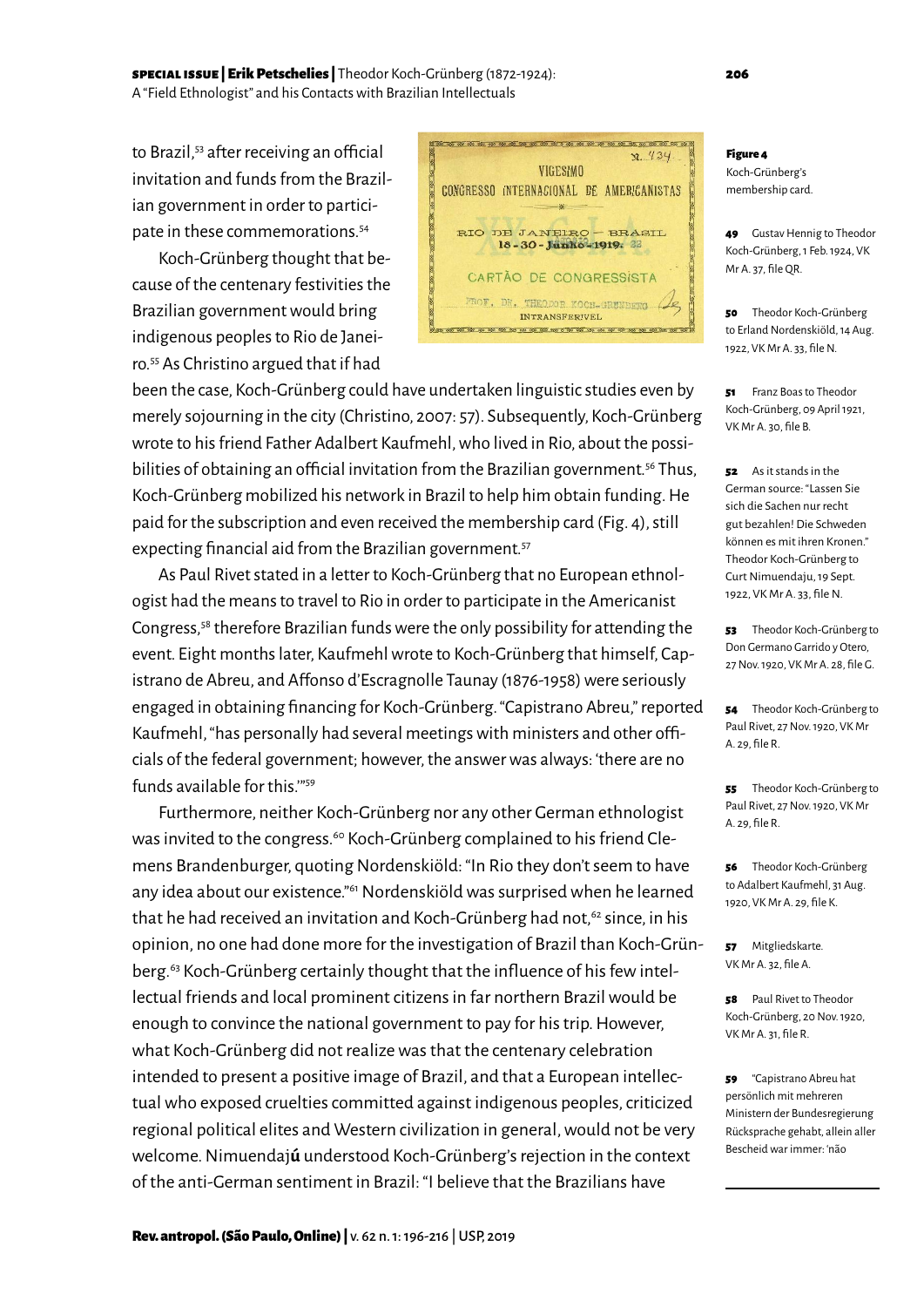to Brazil,[53] after receiving an official invitation and funds from the Brazilian government in order to participate in these commemorations.[54]

Koch-Grünberg thought that because of the centenary festivities the Brazilian government would bring indigenous peoples to Rio de Janeiro.[55] As Christino argued that if had been the case, Koch-Grünberg could have undertaken linguistic studies even by merely sojourning in the city (Christino, 2007: 57). Subsequently, Koch-Grünberg wrote to his friend Father Adalbert Kaufmehl, who lived in Rio, about the possibilities of obtaining an official invitation from the Brazilian government.[56] Thus, Koch-Grünberg mobilized his network in Brazil to help him obtain funding. He paid for the subscription and even received the membership card (Fig. 4), still expecting financial aid from the Brazilian government.[57]

**Figure 4** Koch-Grünberg's membership card.

As Paul Rivet stated in a letter to Koch-Grünberg that no European ethnologist had the means to travel to Rio in order to participate in the Americanist Congress,[58] therefore Brazilian funds were the only possibility for attending the event. Eight months later, Kaufmehl wrote to Koch-Grünberg that himself, Capistrano de Abreu, and Affonso d'Escragnolle Taunay (1876-1958) were seriously engaged in obtaining financing for Koch-Grünberg. "Capistrano Abreu," reported Kaufmehl, "has personally had several meetings with ministers and other officials of the federal government; however, the answer was always: 'there are no funds available for this.'"[59]

Furthermore, neither Koch-Grünberg nor any other German ethnologist was invited to the congress.[60] Koch-Grünberg complained to his friend Clemens Brandenburger, quoting Nordenskiöld: "In Rio they don't seem to have any idea about our existence."[61] Nordenskiöld was surprised when he learned that he had received an invitation and Koch-Grünberg had not,[62] since, in his opinion, no one had done more for the investigation of Brazil than Koch-Grünberg.[63] Koch-Grünberg certainly thought that the influence of his few intellectual friends and local prominent citizens in far northern Brazil would be enough to convince the national government to pay for his trip. However, what Koch-Grünberg did not realize was that the centenary celebration intended to present a positive image of Brazil, and that a European intellectual who exposed cruelties committed against indigenous peoples, criticized regional political elites and Western civilization in general, would not be very welcome. Nimuendajú understood Koch-Grünberg's rejection in the context of the anti-German sentiment in Brazil: "I believe that the Brazilians have

---

49 Gustav Hennig to Theodor Koch-Grünberg, 1 Feb. 1924, VK Mr A. 37, file QR.

50 Theodor Koch-Grünberg to Erland Nordenskiöld, 14 Aug. 1922, VK Mr A. 33, file N.

51 Franz Boas to Theodor Koch-Grünberg, 09 April 1921, VK Mr A. 30, file B.

52 As it stands in the German source: "Lassen Sie sich die Sachen nur recht gut bezahlen! Die Schweden können es mit ihren Kronen." Theodor Koch-Grünberg to Curt Nimuendaju, 19 Sept. 1922, VK Mr A. 33, file N.

53 Theodor Koch-Grünberg to Don Germano Garrido y Otero, 27 Nov. 1920, VK Mr A. 28, file G.

54 Theodor Koch-Grünberg to Paul Rivet, 27 Nov. 1920, VK Mr A. 29, file R.

55 Theodor Koch-Grünberg to Paul Rivet, 27 Nov. 1920, VK Mr A. 29, file R.

56 Theodor Koch-Grünberg to Adalbert Kaufmehl, 31 Aug. 1920, VK Mr A. 29, file K.

57 Mitgliedskarte. VK Mr A. 32, file A.

58 Paul Rivet to Theodor Koch-Grünberg, 20 Nov. 1920, VK Mr A. 31, file R.

59 "Capistrano Abreu hat persönlich mit mehreren Ministern der Bundesregierung Rücksprache gehabt, allein aller Bescheid war immer: 'não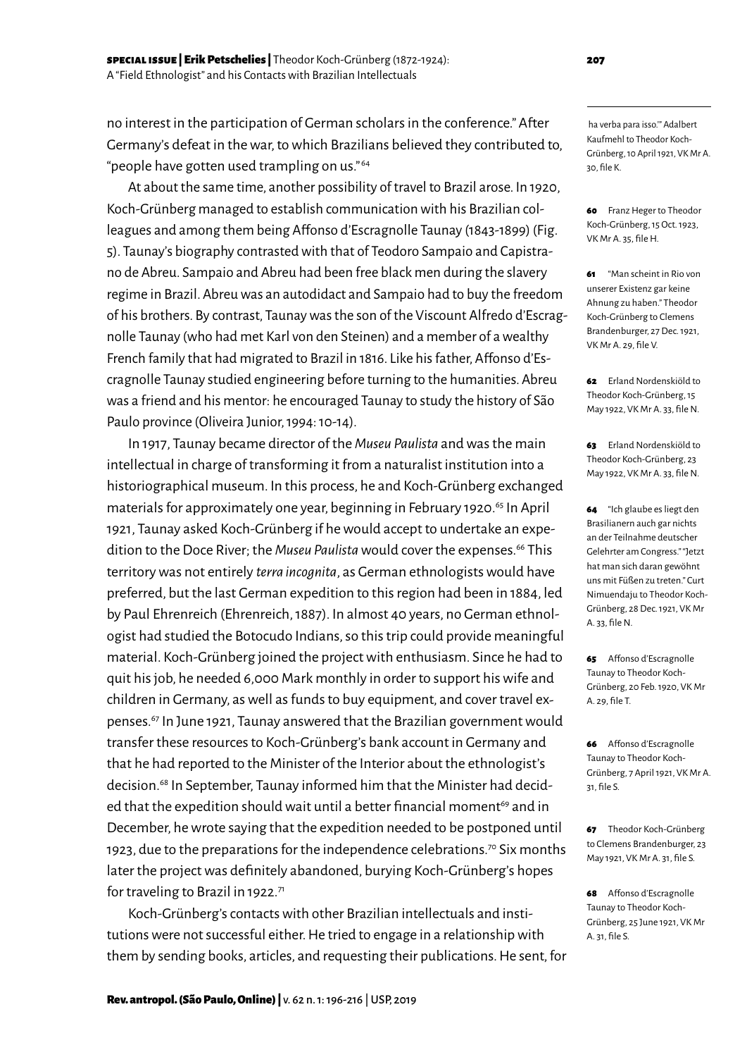no interest in the participation of German scholars in the conference." After Germany's defeat in the war, to which Brazilians believed they contributed to, "people have gotten used trampling on us."[64]

At about the same time, another possibility of travel to Brazil arose. In 1920, Koch-Grünberg managed to establish communication with his Brazilian colleagues and among them being Affonso d'Escragnolle Taunay (1843-1899) (Fig. 5). Taunay's biography contrasted with that of Teodoro Sampaio and Capistrano de Abreu. Sampaio and Abreu had been free black men during the slavery regime in Brazil. Abreu was an autodidact and Sampaio had to buy the freedom of his brothers. By contrast, Taunay was the son of the Viscount Alfredo d'Escragnolle Taunay (who had met Karl von den Steinen) and a member of a wealthy French family that had migrated to Brazil in 1816. Like his father, Affonso d'Escragnolle Taunay studied engineering before turning to the humanities. Abreu was a friend and his mentor: he encouraged Taunay to study the history of São Paulo province (Oliveira Junior, 1994: 10-14).

In 1917, Taunay became director of the *Museu Paulista* and was the main intellectual in charge of transforming it from a naturalist institution into a historiographical museum. In this process, he and Koch-Grünberg exchanged materials for approximately one year, beginning in February 1920.[65] In April 1921, Taunay asked Koch-Grünberg if he would accept to undertake an expedition to the Doce River; the *Museu Paulista* would cover the expenses.[66] This territory was not entirely *terra incognita*, as German ethnologists would have preferred, but the last German expedition to this region had been in 1884, led by Paul Ehrenreich (Ehrenreich, 1887). In almost 40 years, no German ethnologist had studied the Botocudo Indians, so this trip could provide meaningful material. Koch-Grünberg joined the project with enthusiasm. Since he had to quit his job, he needed 6,000 Mark monthly in order to support his wife and children in Germany, as well as funds to buy equipment, and cover travel expenses.[67] In June 1921, Taunay answered that the Brazilian government would transfer these resources to Koch-Grünberg's bank account in Germany and that he had reported to the Minister of the Interior about the ethnologist's decision.[68] In September, Taunay informed him that the Minister had decided that the expedition should wait until a better financial moment[69] and in December, he wrote saying that the expedition needed to be postponed until 1923, due to the preparations for the independence celebrations.[70] Six months later the project was definitely abandoned, burying Koch-Grünberg's hopes for traveling to Brazil in 1922.[71]

Koch-Grünberg's contacts with other Brazilian intellectuals and institutions were not successful either. He tried to engage in a relationship with them by sending books, articles, and requesting their publications. He sent, for

---

ha verba para isso."" Adalbert Kaufmehl to Theodor Koch-Grünberg, 10 April 1921, VK Mr A. 30, file K.

60 Franz Heger to Theodor Koch-Grünberg, 15 Oct. 1923, VK Mr A. 35, file H.

61 "Man scheint in Rio von unserer Existenz gar keine Ahnung zu haben." Theodor Koch-Grünberg to Clemens Brandenburger, 27 Dec. 1921, VK Mr A. 29, file V.

62 Erland Nordenskiöld to Theodor Koch-Grünberg, 15 May 1922, VK Mr A. 33, file N.

63 Erland Nordenskiöld to Theodor Koch-Grünberg, 23 May 1922, VK Mr A. 33, file N.

64 "Ich glaube es liegt den Brasilianern auch gar nichts an der Teilnahme deutscher Gelehrter am Congress." "Jetzt hat man sich daran gewöhnt uns mit Füßen zu treten." Curt Nimuendaju to Theodor Koch-Grünberg, 28 Dec. 1921, VK Mr A. 33, file N.

65 Affonso d'Escragnolle Taunay to Theodor Koch-Grünberg, 20 Feb. 1920, VK Mr A. 29, file T.

66 Affonso d'Escragnolle Taunay to Theodor Koch-Grünberg, 7 April 1921, VK Mr A. 31, file S.

67 Theodor Koch-Grünberg to Clemens Brandenburger, 23 May 1921, VK Mr A. 31, file S.

68 Affonso d'Escragnolle Taunay to Theodor Koch-Grünberg, 25 June 1921, VK Mr A. 31, file S.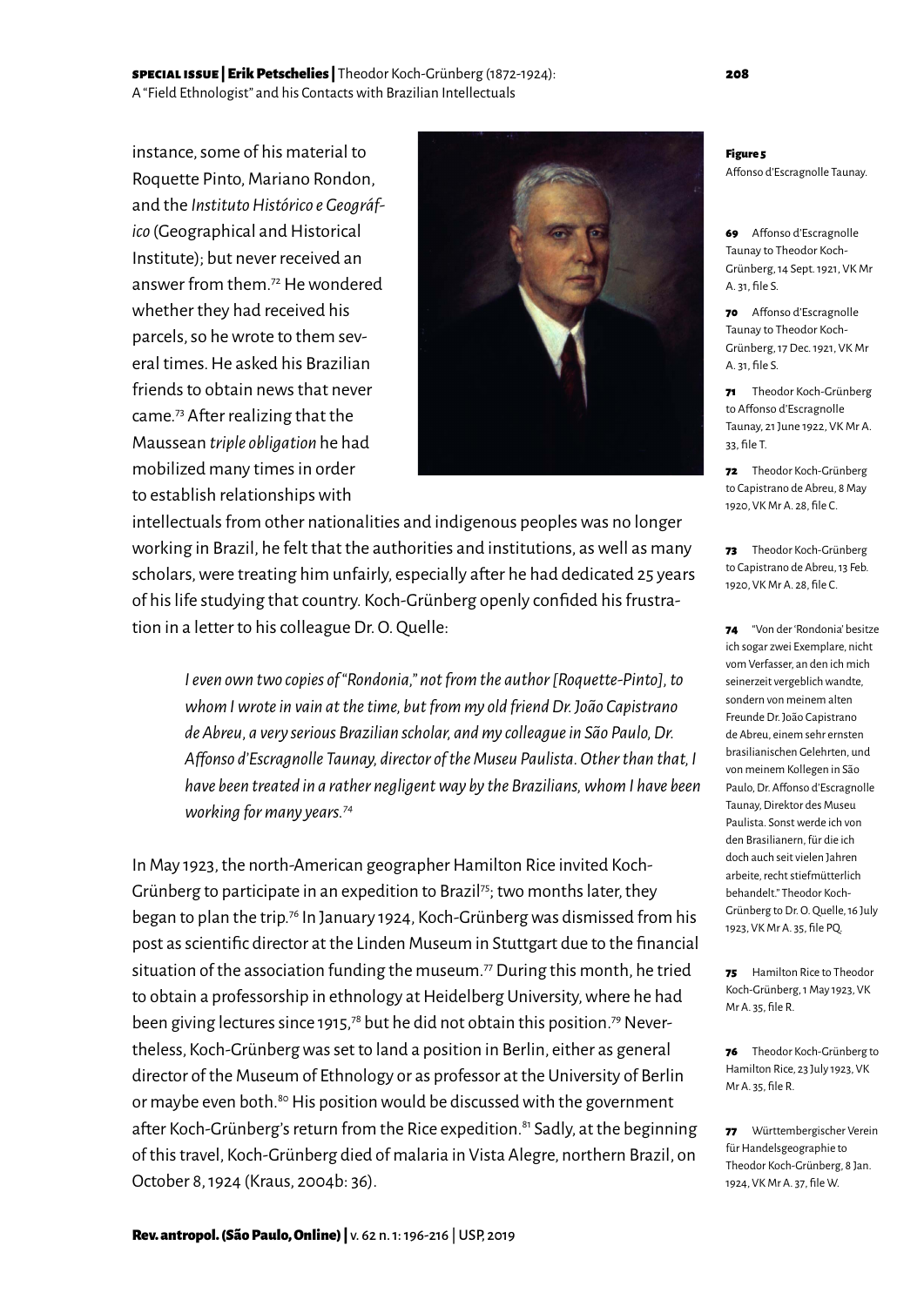instance, some of his material to Roquette Pinto, Mariano Rondon, and the *Instituto Histórico e Geográfico* (Geographical and Historical Institute); but never received an answer from them.[72] He wondered whether they had received his parcels, so he wrote to them several times. He asked his Brazilian friends to obtain news that never came.[73] After realizing that the Maussean *triple obligation* he had mobilized many times in order to establish relationships with intellectuals from other nationalities and indigenous peoples was no longer working in Brazil, he felt that the authorities and institutions, as well as many scholars, were treating him unfairly, especially after he had dedicated 25 years of his life studying that country. Koch-Grünberg openly confided his frustration in a letter to his colleague Dr. O. Quelle:

> *I even own two copies of "Rondonia," not from the author [Roquette-Pinto], to whom I wrote in vain at the time, but from my old friend Dr. João Capistrano de Abreu, a very serious Brazilian scholar, and my colleague in São Paulo, Dr. Affonso d'Escragnolle Taunay, director of the Museu Paulista. Other than that, I have been treated in a rather negligent way by the Brazilians, whom I have been working for many years.*[74]

In May 1923, the north-American geographer Hamilton Rice invited Koch-Grünberg to participate in an expedition to Brazil[75]; two months later, they began to plan the trip.[76] In January 1924, Koch-Grünberg was dismissed from his post as scientific director at the Linden Museum in Stuttgart due to the financial situation of the association funding the museum.[77] During this month, he tried to obtain a professorship in ethnology at Heidelberg University, where he had been giving lectures since 1915,[78] but he did not obtain this position.[79] Nevertheless, Koch-Grünberg was set to land a position in Berlin, either as general director of the Museum of Ethnology or as professor at the University of Berlin or maybe even both.[80] His position would be discussed with the government after Koch-Grünberg's return from the Rice expedition.[81] Sadly, at the beginning of this travel, Koch-Grünberg died of malaria in Vista Alegre, northern Brazil, on October 8, 1924 (Kraus, 2004b: 36).

**Figure 5**
Affonso d'Escragnolle Taunay.

**69** Affonso d'Escragnolle Taunay to Theodor Koch-Grünberg, 14 Sept. 1921, VK Mr A. 31, file S.

**70** Affonso d'Escragnolle Taunay to Theodor Koch-Grünberg, 17 Dec. 1921, VK Mr A. 31, file S.

**71** Theodor Koch-Grünberg to Affonso d'Escragnolle Taunay, 21 June 1922, VK Mr A. 33, file T.

**72** Theodor Koch-Grünberg to Capistrano de Abreu, 8 May 1920, VK Mr A. 28, file C.

**73** Theodor Koch-Grünberg to Capistrano de Abreu, 13 Feb. 1920, VK Mr A. 28, file C.

**74** "Von der 'Rondonia' besitze ich sogar zwei Exemplare, nicht vom Verfasser, an den ich mich seinerzeit vergeblich wandte, sondern von meinem alten Freunde Dr. João Capistrano de Abreu, einem sehr ernsten brasilianischen Gelehrten, und von meinem Kollegen in São Paulo, Dr. Affonso d'Escragnolle Taunay, Direktor des Museu Paulista. Sonst werde ich von den Brasilianern, für die ich doch auch seit vielen Jahren arbeite, recht stiefmütterlich behandelt." Theodor Koch-Grünberg to Dr. O. Quelle, 16 July 1923, VK Mr A. 35, file PQ.

**75** Hamilton Rice to Theodor Koch-Grünberg, 1 May 1923, VK Mr A. 35, file R.

**76** Theodor Koch-Grünberg to Hamilton Rice, 23 July 1923, VK Mr A. 35, file R.

**77** Württembergischer Verein für Handelsgeographie to Theodor Koch-Grünberg, 8 Jan. 1924, VK Mr A. 37, file W.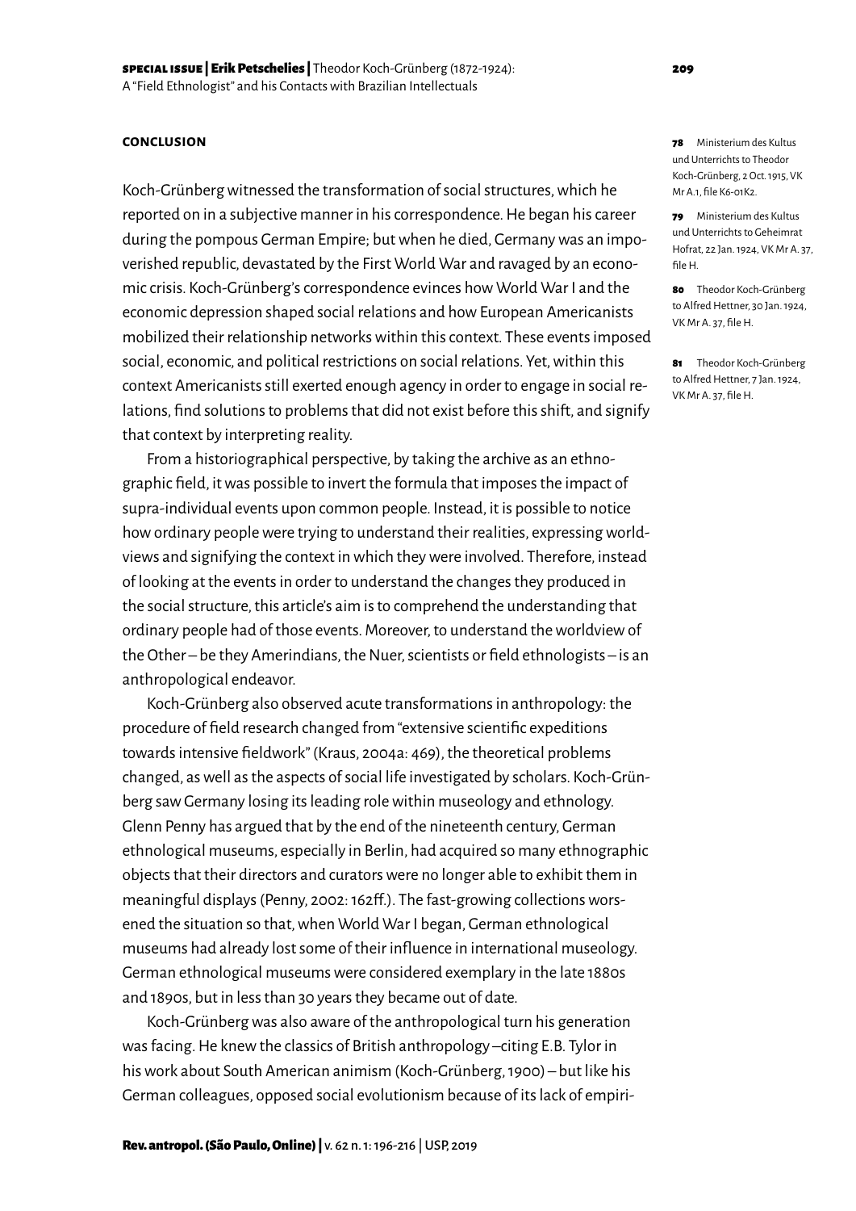## CONCLUSION

Koch-Grünberg witnessed the transformation of social structures, which he reported on in a subjective manner in his correspondence. He began his career during the pompous German Empire; but when he died, Germany was an impoverished republic, devastated by the First World War and ravaged by an economic crisis. Koch-Grünberg's correspondence evinces how World War I and the economic depression shaped social relations and how European Americanists mobilized their relationship networks within this context. These events imposed social, economic, and political restrictions on social relations. Yet, within this context Americanists still exerted enough agency in order to engage in social relations, find solutions to problems that did not exist before this shift, and signify that context by interpreting reality.

From a historiographical perspective, by taking the archive as an ethnographic field, it was possible to invert the formula that imposes the impact of supra-individual events upon common people. Instead, it is possible to notice how ordinary people were trying to understand their realities, expressing worldviews and signifying the context in which they were involved. Therefore, instead of looking at the events in order to understand the changes they produced in the social structure, this article's aim is to comprehend the understanding that ordinary people had of those events. Moreover, to understand the worldview of the Other – be they Amerindians, the Nuer, scientists or field ethnologists – is an anthropological endeavor.

Koch-Grünberg also observed acute transformations in anthropology: the procedure of field research changed from "extensive scientific expeditions towards intensive fieldwork" (Kraus, 2004a: 469), the theoretical problems changed, as well as the aspects of social life investigated by scholars. Koch-Grünberg saw Germany losing its leading role within museology and ethnology. Glenn Penny has argued that by the end of the nineteenth century, German ethnological museums, especially in Berlin, had acquired so many ethnographic objects that their directors and curators were no longer able to exhibit them in meaningful displays (Penny, 2002: 162ff.). The fast-growing collections worsened the situation so that, when World War I began, German ethnological museums had already lost some of their influence in international museology. German ethnological museums were considered exemplary in the late 1880s and 1890s, but in less than 30 years they became out of date.

Koch-Grünberg was also aware of the anthropological turn his generation was facing. He knew the classics of British anthropology –citing E.B. Tylor in his work about South American animism (Koch-Grünberg, 1900) – but like his German colleagues, opposed social evolutionism because of its lack of empiri-

78 Ministerium des Kultus und Unterrichts to Theodor Koch-Grünberg, 2 Oct. 1915, VK Mr A.1, file K6-01K2.

79 Ministerium des Kultus und Unterrichts to Geheimrat Hofrat, 22 Jan. 1924, VK Mr A. 37, file H.

80 Theodor Koch-Grünberg to Alfred Hettner, 30 Jan. 1924, VK Mr A. 37, file H.

81 Theodor Koch-Grünberg to Alfred Hettner, 7 Jan. 1924, VK Mr A. 37, file H.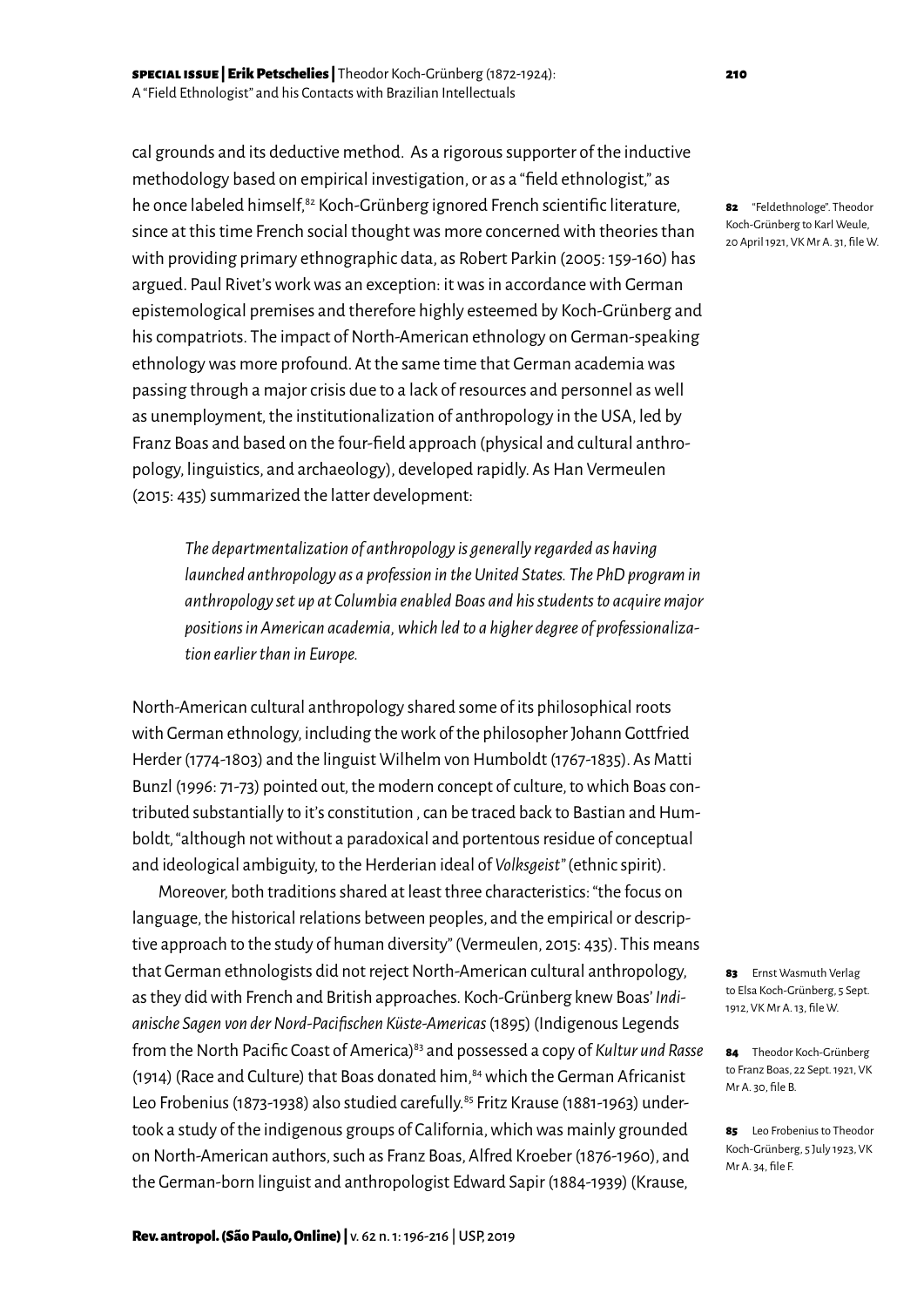cal grounds and its deductive method. As a rigorous supporter of the inductive methodology based on empirical investigation, or as a "field ethnologist," as he once labeled himself,[82] Koch-Grünberg ignored French scientific literature, since at this time French social thought was more concerned with theories than with providing primary ethnographic data, as Robert Parkin (2005: 159-160) has argued. Paul Rivet's work was an exception: it was in accordance with German epistemological premises and therefore highly esteemed by Koch-Grünberg and his compatriots. The impact of North-American ethnology on German-speaking ethnology was more profound. At the same time that German academia was passing through a major crisis due to a lack of resources and personnel as well as unemployment, the institutionalization of anthropology in the USA, led by Franz Boas and based on the four-field approach (physical and cultural anthropology, linguistics, and archaeology), developed rapidly. As Han Vermeulen (2015: 435) summarized the latter development:

> *The departmentalization of anthropology is generally regarded as having launched anthropology as a profession in the United States. The PhD program in anthropology set up at Columbia enabled Boas and his students to acquire major positions in American academia, which led to a higher degree of professionalization earlier than in Europe.*

North-American cultural anthropology shared some of its philosophical roots with German ethnology, including the work of the philosopher Johann Gottfried Herder (1774-1803) and the linguist Wilhelm von Humboldt (1767-1835). As Matti Bunzl (1996: 71-73) pointed out, the modern concept of culture, to which Boas contributed substantially to it's constitution , can be traced back to Bastian and Humboldt, "although not without a paradoxical and portentous residue of conceptual and ideological ambiguity, to the Herderian ideal of *Volksgeist*" (ethnic spirit).

Moreover, both traditions shared at least three characteristics: "the focus on language, the historical relations between peoples, and the empirical or descriptive approach to the study of human diversity" (Vermeulen, 2015: 435). This means that German ethnologists did not reject North-American cultural anthropology, as they did with French and British approaches. Koch-Grünberg knew Boas' *Indianische Sagen von der Nord-Pacifischen Küste-Americas* (1895) (Indigenous Legends from the North Pacific Coast of America)[83] and possessed a copy of *Kultur und Rasse* (1914) (Race and Culture) that Boas donated him,[84] which the German Africanist Leo Frobenius (1873-1938) also studied carefully.[85] Fritz Krause (1881-1963) undertook a study of the indigenous groups of California, which was mainly grounded on North-American authors, such as Franz Boas, Alfred Kroeber (1876-1960), and the German-born linguist and anthropologist Edward Sapir (1884-1939) (Krause,

**82** "Feldethnologe". Theodor Koch-Grünberg to Karl Weule, 20 April 1921, VK Mr A. 31, file W.

**83** Ernst Wasmuth Verlag to Elsa Koch-Grünberg, 5 Sept. 1912, VK Mr A. 13, file W.

**84** Theodor Koch-Grünberg to Franz Boas, 22 Sept. 1921, VK Mr A. 30, file B.

**85** Leo Frobenius to Theodor Koch-Grünberg, 5 July 1923, VK Mr A. 34, file F.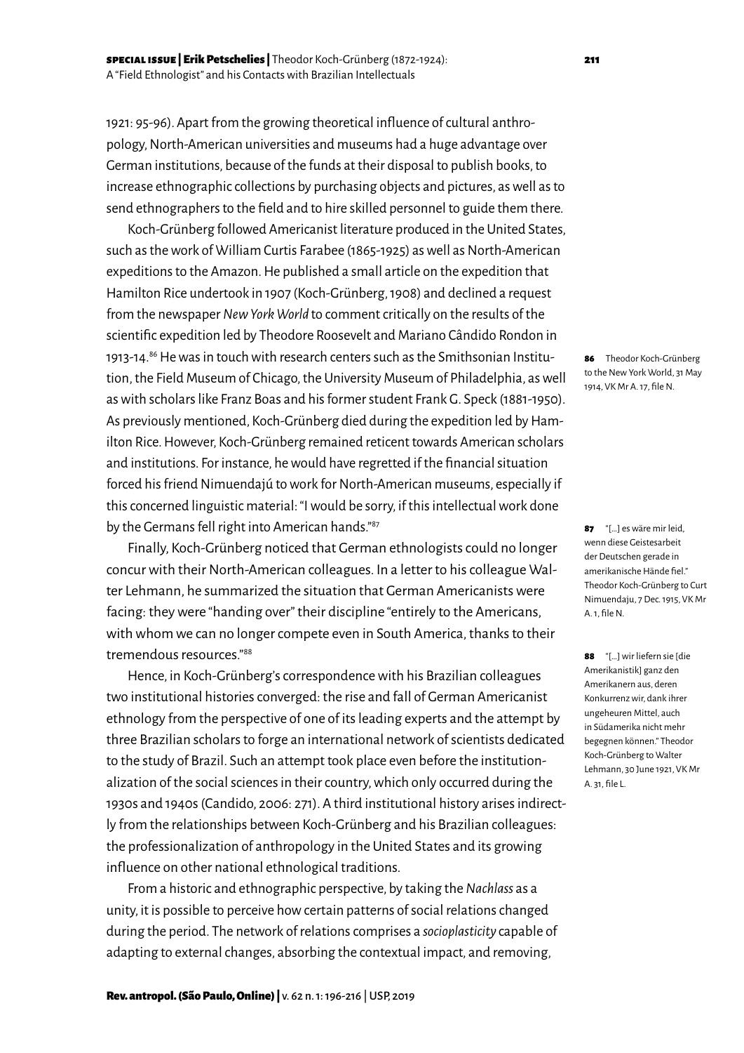1921: 95-96). Apart from the growing theoretical influence of cultural anthropology, North-American universities and museums had a huge advantage over German institutions, because of the funds at their disposal to publish books, to increase ethnographic collections by purchasing objects and pictures, as well as to send ethnographers to the field and to hire skilled personnel to guide them there.

Koch-Grünberg followed Americanist literature produced in the United States, such as the work of William Curtis Farabee (1865-1925) as well as North-American expeditions to the Amazon. He published a small article on the expedition that Hamilton Rice undertook in 1907 (Koch-Grünberg, 1908) and declined a request from the newspaper *New York World* to comment critically on the results of the scientific expedition led by Theodore Roosevelt and Mariano Cândido Rondon in 1913-14.[86] He was in touch with research centers such as the Smithsonian Institution, the Field Museum of Chicago, the University Museum of Philadelphia, as well as with scholars like Franz Boas and his former student Frank G. Speck (1881-1950). As previously mentioned, Koch-Grünberg died during the expedition led by Hamilton Rice. However, Koch-Grünberg remained reticent towards American scholars and institutions. For instance, he would have regretted if the financial situation forced his friend Nimuendajú to work for North-American museums, especially if this concerned linguistic material: "I would be sorry, if this intellectual work done by the Germans fell right into American hands."[87]

Finally, Koch-Grünberg noticed that German ethnologists could no longer concur with their North-American colleagues. In a letter to his colleague Walter Lehmann, he summarized the situation that German Americanists were facing: they were "handing over" their discipline "entirely to the Americans, with whom we can no longer compete even in South America, thanks to their tremendous resources."[88]

Hence, in Koch-Grünberg's correspondence with his Brazilian colleagues two institutional histories converged: the rise and fall of German Americanist ethnology from the perspective of one of its leading experts and the attempt by three Brazilian scholars to forge an international network of scientists dedicated to the study of Brazil. Such an attempt took place even before the institutionalization of the social sciences in their country, which only occurred during the 1930s and 1940s (Candido, 2006: 271). A third institutional history arises indirectly from the relationships between Koch-Grünberg and his Brazilian colleagues: the professionalization of anthropology in the United States and its growing influence on other national ethnological traditions.

From a historic and ethnographic perspective, by taking the *Nachlass* as a unity, it is possible to perceive how certain patterns of social relations changed during the period. The network of relations comprises a *socioplasticity* capable of adapting to external changes, absorbing the contextual impact, and removing,

**86** Theodor Koch-Grünberg to the New York World, 31 May 1914, VK Mr A. 17, file N.

**87** "[...] es wäre mir leid, wenn diese Geistesarbeit der Deutschen gerade in amerikanische Hände fiel." Theodor Koch-Grünberg to Curt Nimuendaju, 7 Dec. 1915, VK Mr A. 1, file N.

**88** "[...] wir liefern sie [die Amerikanistik] ganz den Amerikanern aus, deren Konkurrenz wir, dank ihrer ungeheuren Mittel, auch in Südamerika nicht mehr begegnen können." Theodor Koch-Grünberg to Walter Lehmann, 30 June 1921, VK Mr A. 31, file L.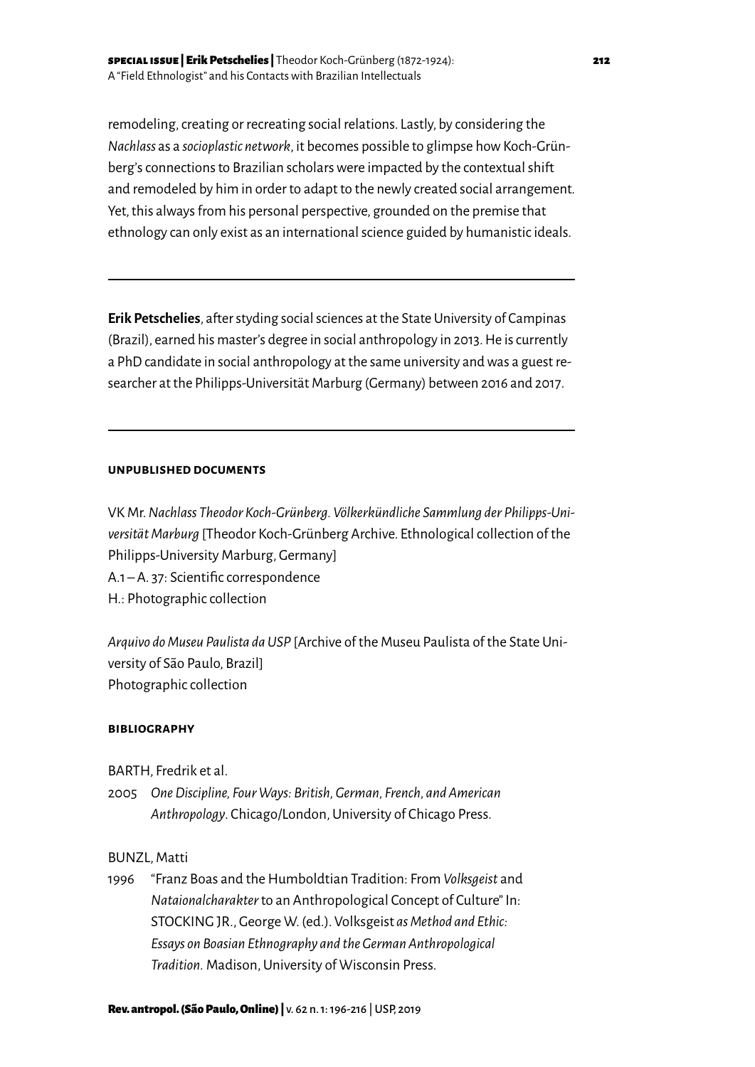remodeling, creating or recreating social relations. Lastly, by considering the *Nachlass* as a *socioplastic network*, it becomes possible to glimpse how Koch-Grünberg's connections to Brazilian scholars were impacted by the contextual shift and remodeled by him in order to adapt to the newly created social arrangement. Yet, this always from his personal perspective, grounded on the premise that ethnology can only exist as an international science guided by humanistic ideals.

---

**Erik Petschelies**, after styding social sciences at the State University of Campinas (Brazil), earned his master's degree in social anthropology in 2013. He is currently a PhD candidate in social anthropology at the same university and was a guest researcher at the Philipps-Universität Marburg (Germany) between 2016 and 2017.

---

### UNPUBLISHED DOCUMENTS

VK Mr. *Nachlass Theodor Koch-Grünberg. Völkerkündliche Sammlung der Philipps-Universität Marburg* [Theodor Koch-Grünberg Archive. Ethnological collection of the Philipps-University Marburg, Germany]
A.1 – A. 37: Scientific correspondence
H.: Photographic collection

*Arquivo do Museu Paulista da USP* [Archive of the Museu Paulista of the State University of São Paulo, Brazil]
Photographic collection

### BIBLIOGRAPHY

BARTH, Fredrik et al.

2005 *One Discipline, Four Ways: British, German, French, and American Anthropology*. Chicago/London, University of Chicago Press.

BUNZL, Matti

1996 "Franz Boas and the Humboldtian Tradition: From *Volksgeist* and *Nataionalcharakter* to an Anthropological Concept of Culture" In: STOCKING JR., George W. (ed.). Volksgeist *as Method and Ethic: Essays on Boasian Ethnography and the German Anthropological Tradition.* Madison, University of Wisconsin Press.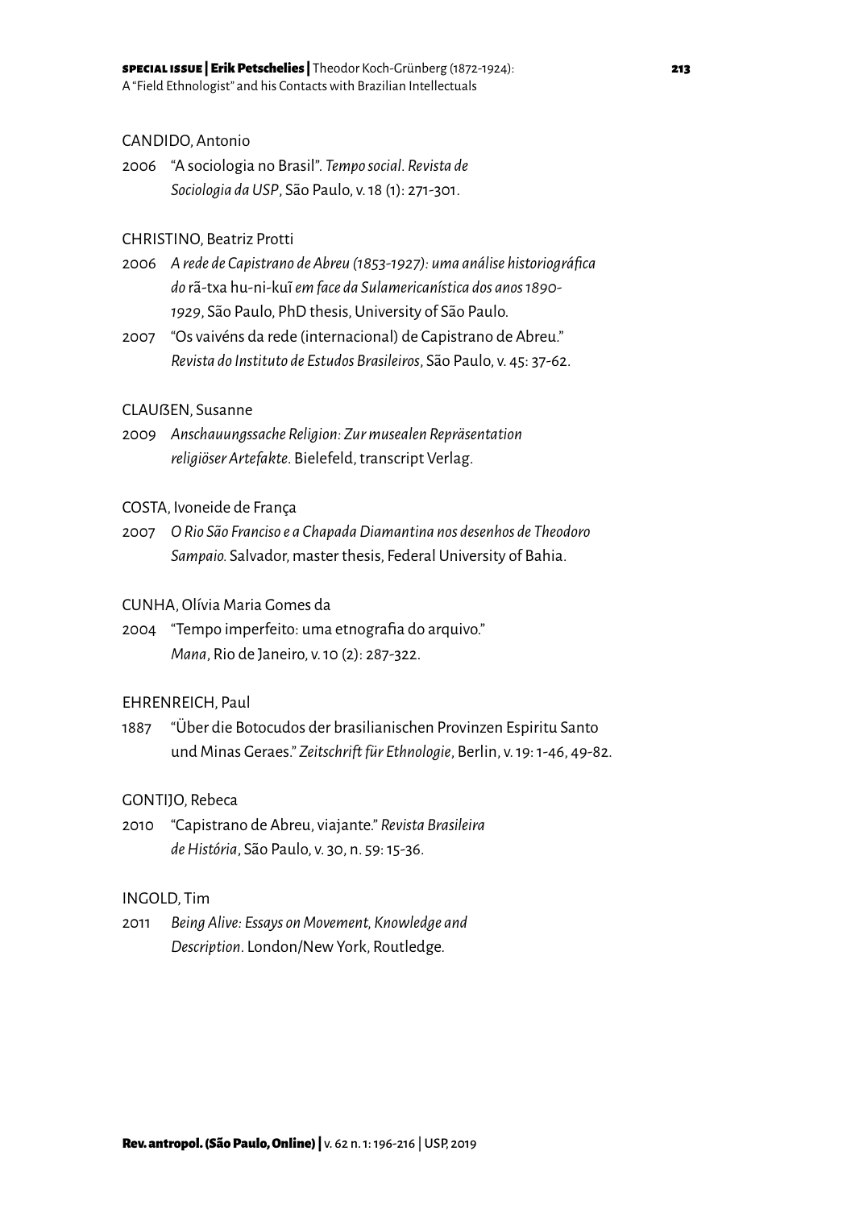CANDIDO, Antonio

2006 "A sociologia no Brasil". *Tempo social. Revista de Sociologia da USP*, São Paulo, v. 18 (1): 271-301.

CHRISTINO, Beatriz Protti

2006 *A rede de Capistrano de Abreu (1853-1927): uma análise historiográfica do* rã-txa hu-ni-kuĩ *em face da Sulamericanística dos anos 1890-1929*, São Paulo, PhD thesis, University of São Paulo.

2007 "Os vaivéns da rede (internacional) de Capistrano de Abreu." *Revista do Instituto de Estudos Brasileiros*, São Paulo, v. 45: 37-62.

CLAUßEN, Susanne

2009 *Anschauungssache Religion: Zur musealen Repräsentation religiöser Artefakte*. Bielefeld, transcript Verlag.

COSTA, Ivoneide de França

2007 *O Rio São Franciso e a Chapada Diamantina nos desenhos de Theodoro Sampaio.* Salvador, master thesis, Federal University of Bahia.

CUNHA, Olívia Maria Gomes da

2004 "Tempo imperfeito: uma etnografia do arquivo." *Mana*, Rio de Janeiro, v. 10 (2): 287-322.

EHRENREICH, Paul

1887 "Über die Botocudos der brasilianischen Provinzen Espiritu Santo und Minas Geraes." *Zeitschrift für Ethnologie*, Berlin, v. 19: 1-46, 49-82.

GONTIJO, Rebeca

2010 "Capistrano de Abreu, viajante." *Revista Brasileira de História*, São Paulo, v. 30, n. 59: 15-36.

INGOLD, Tim

2011 *Being Alive: Essays on Movement, Knowledge and Description*. London/New York, Routledge.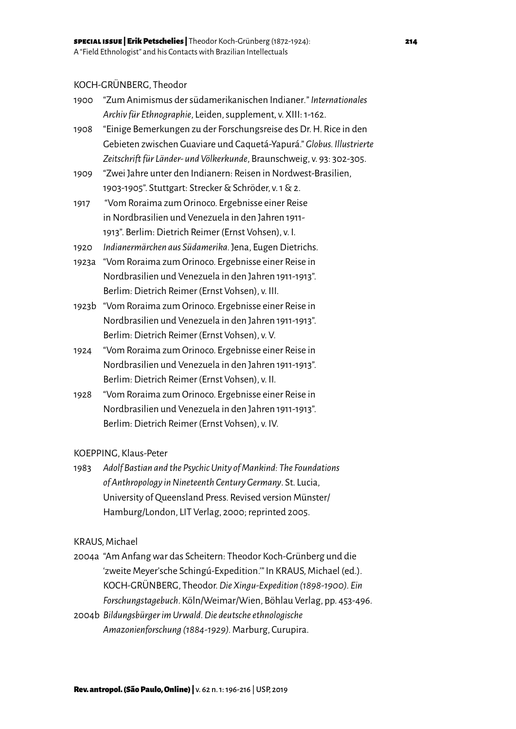KOCH-GRÜNBERG, Theodor

1900 "Zum Animismus der südamerikanischen Indianer." *Internationales Archiv für Ethnographie*, Leiden, supplement, v. XIII: 1-162.

1908 "Einige Bemerkungen zu der Forschungsreise des Dr. H. Rice in den Gebieten zwischen Guaviare und Caquetá-Yapurá." *Globus. Illustrierte Zeitschrift für Länder- und Völkerkunde*, Braunschweig, v. 93: 302-305.

1909 "Zwei Jahre unter den Indianern: Reisen in Nordwest-Brasilien, 1903-1905". Stuttgart: Strecker & Schröder, v. 1 & 2.

1917 "Vom Roraima zum Orinoco. Ergebnisse einer Reise in Nordbrasilien und Venezuela in den Jahren 1911-1913". Berlim: Dietrich Reimer (Ernst Vohsen), v. I.

1920 *Indianermärchen aus Südamerika*. Jena, Eugen Dietrichs.

1923a "Vom Roraima zum Orinoco. Ergebnisse einer Reise in Nordbrasilien und Venezuela in den Jahren 1911-1913". Berlim: Dietrich Reimer (Ernst Vohsen), v. III.

1923b "Vom Roraima zum Orinoco. Ergebnisse einer Reise in Nordbrasilien und Venezuela in den Jahren 1911-1913". Berlim: Dietrich Reimer (Ernst Vohsen), v. V.

1924 "Vom Roraima zum Orinoco. Ergebnisse einer Reise in Nordbrasilien und Venezuela in den Jahren 1911-1913". Berlim: Dietrich Reimer (Ernst Vohsen), v. II.

1928 "Vom Roraima zum Orinoco. Ergebnisse einer Reise in Nordbrasilien und Venezuela in den Jahren 1911-1913". Berlim: Dietrich Reimer (Ernst Vohsen), v. IV.

KOEPPING, Klaus-Peter

1983 *Adolf Bastian and the Psychic Unity of Mankind: The Foundations of Anthropology in Nineteenth Century Germany*. St. Lucia, University of Queensland Press. Revised version Münster/Hamburg/London, LIT Verlag, 2000; reprinted 2005.

KRAUS, Michael

2004a "Am Anfang war das Scheitern: Theodor Koch-Grünberg und die 'zweite Meyer'sche Schingú-Expedition.'" In KRAUS, Michael (ed.). KOCH-GRÜNBERG, Theodor. *Die Xingu-Expedition (1898-1900). Ein Forschungstagebuch*. Köln/Weimar/Wien, Böhlau Verlag, pp. 453-496.

2004b *Bildungsbürger im Urwald. Die deutsche ethnologische Amazonienforschung (1884-1929)*. Marburg, Curupira.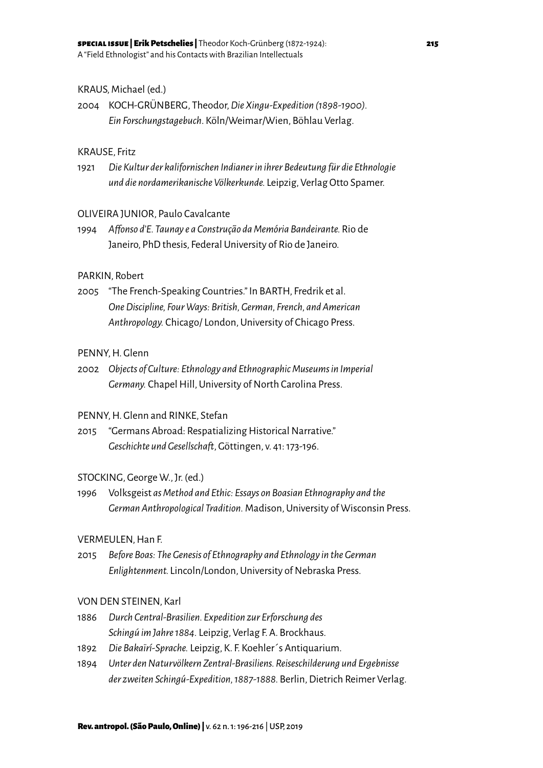KRAUS, Michael (ed.)

2004 KOCH-GRÜNBERG, Theodor, *Die Xingu-Expedition (1898-1900). Ein Forschungstagebuch*. Köln/Weimar/Wien, Böhlau Verlag.

KRAUSE, Fritz

1921 *Die Kultur der kalifornischen Indianer in ihrer Bedeutung für die Ethnologie und die nordamerikanische Völkerkunde.* Leipzig, Verlag Otto Spamer.

OLIVEIRA JUNIOR, Paulo Cavalcante

1994 *Affonso d'E. Taunay e a Construção da Memória Bandeirante.* Rio de Janeiro, PhD thesis, Federal University of Rio de Janeiro.

PARKIN, Robert

2005 "The French-Speaking Countries." In BARTH, Fredrik et al. *One Discipline, Four Ways: British, German, French, and American Anthropology.* Chicago/ London, University of Chicago Press.

PENNY, H. Glenn

2002 *Objects of Culture: Ethnology and Ethnographic Museums in Imperial Germany.* Chapel Hill, University of North Carolina Press.

PENNY, H. Glenn and RINKE, Stefan

2015 "Germans Abroad: Respatializing Historical Narrative." *Geschichte und Gesellschaft*, Göttingen, v. 41: 173-196.

STOCKING, George W., Jr. (ed.)

1996 Volksgeist *as Method and Ethic: Essays on Boasian Ethnography and the German Anthropological Tradition.* Madison, University of Wisconsin Press.

VERMEULEN, Han F.

2015 *Before Boas: The Genesis of Ethnography and Ethnology in the German Enlightenment.* Lincoln/London, University of Nebraska Press.

VON DEN STEINEN, Karl

1886 *Durch Central-Brasilien. Expedition zur Erforschung des Schingú im Jahre 1884.* Leipzig, Verlag F. A. Brockhaus.

1892 *Die Bakaïrí-Sprache.* Leipzig, K. F. Koehler´s Antiquarium.

1894 *Unter den Naturvölkern Zentral-Brasiliens. Reiseschilderung und Ergebnisse der zweiten Schingú-Expedition, 1887-1888.* Berlin, Dietrich Reimer Verlag.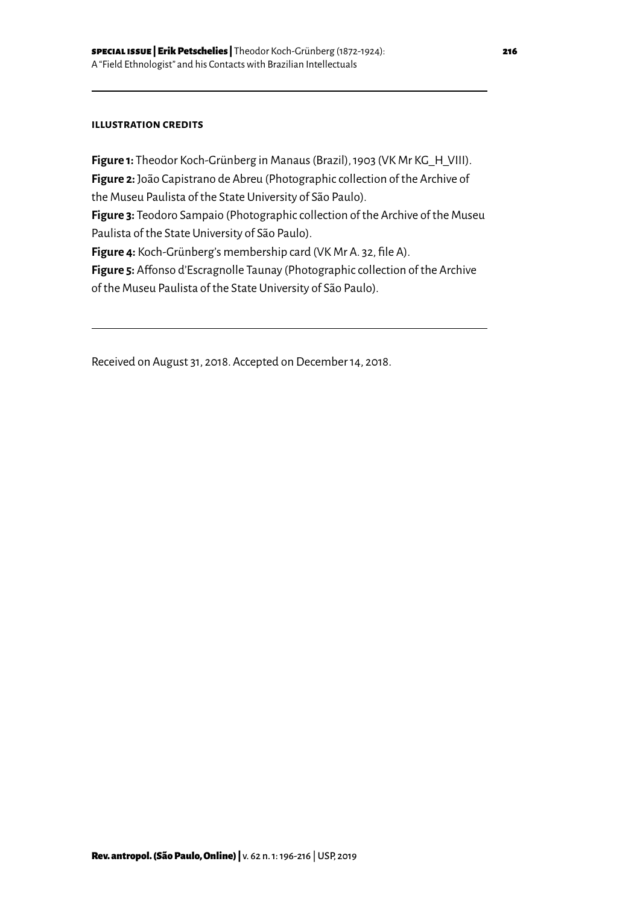#### ILLUSTRATION CREDITS

**Figure 1:** Theodor Koch-Grünberg in Manaus (Brazil), 1903 (VK Mr KG_H_VIII).
**Figure 2:** João Capistrano de Abreu (Photographic collection of the Archive of the Museu Paulista of the State University of São Paulo).
**Figure 3:** Teodoro Sampaio (Photographic collection of the Archive of the Museu Paulista of the State University of São Paulo).
**Figure 4:** Koch-Grünberg's membership card (VK Mr A. 32, file A).
**Figure 5:** Affonso d'Escragnolle Taunay (Photographic collection of the Archive of the Museu Paulista of the State University of São Paulo).

---

Received on August 31, 2018. Accepted on December 14, 2018.